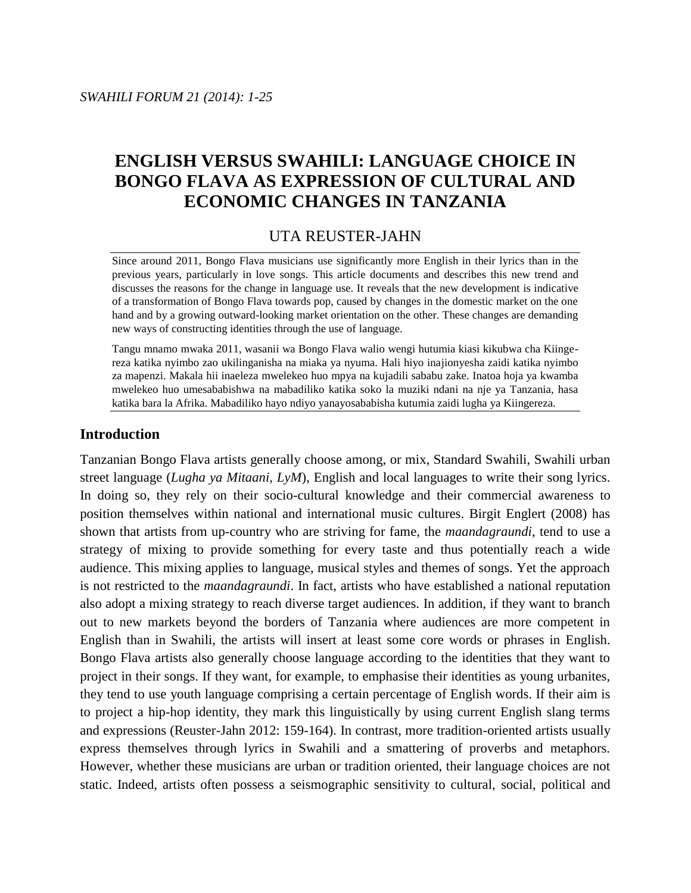# ENGLISH VERSUS SWAHILI: LANGUAGE CHOICE IN BONGO FLAVA AS EXPRESSION OF CULTURAL AND ECONOMIC CHANGES IN TANZANIA

UTA REUSTER-JAHN

Since around 2011, Bongo Flava musicians use significantly more English in their lyrics than in the previous years, particularly in love songs. This article documents and describes this new trend and discusses the reasons for the change in language use. It reveals that the new development is indicative of a transformation of Bongo Flava towards pop, caused by changes in the domestic market on the one hand and by a growing outward-looking market orientation on the other. These changes are demanding new ways of constructing identities through the use of language.

Tangu mnamo mwaka 2011, wasanii wa Bongo Flava walio wengi hutumia kiasi kikubwa cha Kiingereza katika nyimbo zao ukilinganisha na miaka ya nyuma. Hali hiyo inajionyesha zaidi katika nyimbo za mapenzi. Makala hii inaeleza mwelekeo huo mpya na kujadili sababu zake. Inatoa hoja ya kwamba mwelekeo huo umesababishwa na mabadiliko katika soko la muziki ndani na nje ya Tanzania, hasa katika bara la Afrika. Mabadiliko hayo ndiyo yanayosababisha kutumia zaidi lugha ya Kiingereza.

## Introduction

Tanzanian Bongo Flava artists generally choose among, or mix, Standard Swahili, Swahili urban street language (*Lugha ya Mitaani, LyM*), English and local languages to write their song lyrics. In doing so, they rely on their socio-cultural knowledge and their commercial awareness to position themselves within national and international music cultures. Birgit Englert (2008) has shown that artists from up-country who are striving for fame, the *maandagraundi*, tend to use a strategy of mixing to provide something for every taste and thus potentially reach a wide audience. This mixing applies to language, musical styles and themes of songs. Yet the approach is not restricted to the *maandagraundi*. In fact, artists who have established a national reputation also adopt a mixing strategy to reach diverse target audiences. In addition, if they want to branch out to new markets beyond the borders of Tanzania where audiences are more competent in English than in Swahili, the artists will insert at least some core words or phrases in English. Bongo Flava artists also generally choose language according to the identities that they want to project in their songs. If they want, for example, to emphasise their identities as young urbanites, they tend to use youth language comprising a certain percentage of English words. If their aim is to project a hip-hop identity, they mark this linguistically by using current English slang terms and expressions (Reuster-Jahn 2012: 159-164). In contrast, more tradition-oriented artists usually express themselves through lyrics in Swahili and a smattering of proverbs and metaphors. However, whether these musicians are urban or tradition oriented, their language choices are not static. Indeed, artists often possess a seismographic sensitivity to cultural, social, political and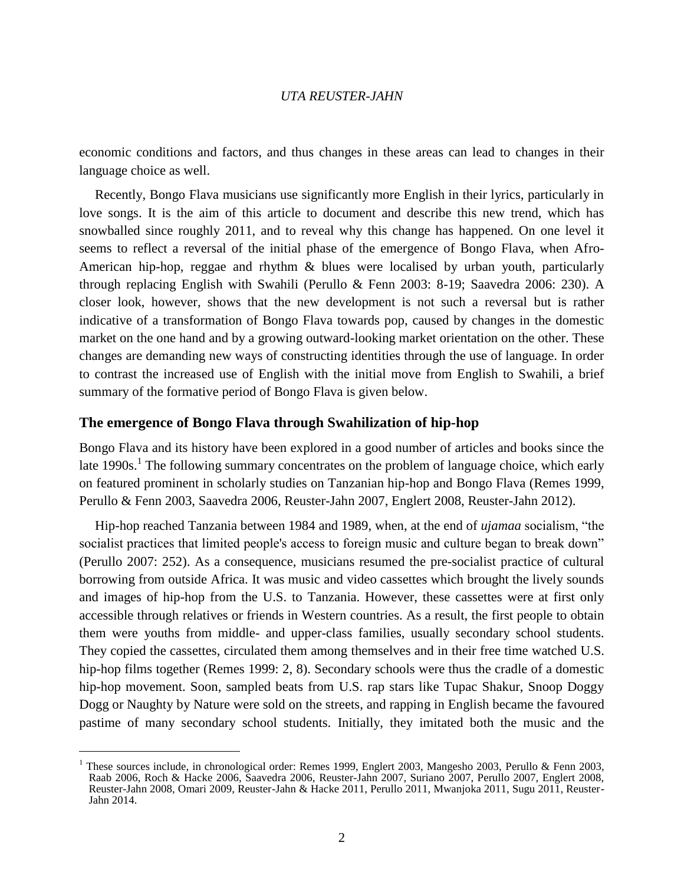economic conditions and factors, and thus changes in these areas can lead to changes in their language choice as well.

Recently, Bongo Flava musicians use significantly more English in their lyrics, particularly in love songs. It is the aim of this article to document and describe this new trend, which has snowballed since roughly 2011, and to reveal why this change has happened. On one level it seems to reflect a reversal of the initial phase of the emergence of Bongo Flava, when Afro-American hip-hop, reggae and rhythm & blues were localised by urban youth, particularly through replacing English with Swahili (Perullo & Fenn 2003: 8-19; Saavedra 2006: 230). A closer look, however, shows that the new development is not such a reversal but is rather indicative of a transformation of Bongo Flava towards pop, caused by changes in the domestic market on the one hand and by a growing outward-looking market orientation on the other. These changes are demanding new ways of constructing identities through the use of language. In order to contrast the increased use of English with the initial move from English to Swahili, a brief summary of the formative period of Bongo Flava is given below.

## The emergence of Bongo Flava through Swahilization of hip-hop

Bongo Flava and its history have been explored in a good number of articles and books since the late 1990s.[1] The following summary concentrates on the problem of language choice, which early on featured prominent in scholarly studies on Tanzanian hip-hop and Bongo Flava (Remes 1999, Perullo & Fenn 2003, Saavedra 2006, Reuster-Jahn 2007, Englert 2008, Reuster-Jahn 2012).

Hip-hop reached Tanzania between 1984 and 1989, when, at the end of *ujamaa* socialism, "the socialist practices that limited people's access to foreign music and culture began to break down" (Perullo 2007: 252). As a consequence, musicians resumed the pre-socialist practice of cultural borrowing from outside Africa. It was music and video cassettes which brought the lively sounds and images of hip-hop from the U.S. to Tanzania. However, these cassettes were at first only accessible through relatives or friends in Western countries. As a result, the first people to obtain them were youths from middle- and upper-class families, usually secondary school students. They copied the cassettes, circulated them among themselves and in their free time watched U.S. hip-hop films together (Remes 1999: 2, 8). Secondary schools were thus the cradle of a domestic hip-hop movement. Soon, sampled beats from U.S. rap stars like Tupac Shakur, Snoop Doggy Dogg or Naughty by Nature were sold on the streets, and rapping in English became the favoured pastime of many secondary school students. Initially, they imitated both the music and the

[1] These sources include, in chronological order: Remes 1999, Englert 2003, Mangesho 2003, Perullo & Fenn 2003, Raab 2006, Roch & Hacke 2006, Saavedra 2006, Reuster-Jahn 2007, Suriano 2007, Perullo 2007, Englert 2008, Reuster-Jahn 2008, Omari 2009, Reuster-Jahn & Hacke 2011, Perullo 2011, Mwanjoka 2011, Sugu 2011, Reuster-Jahn 2014.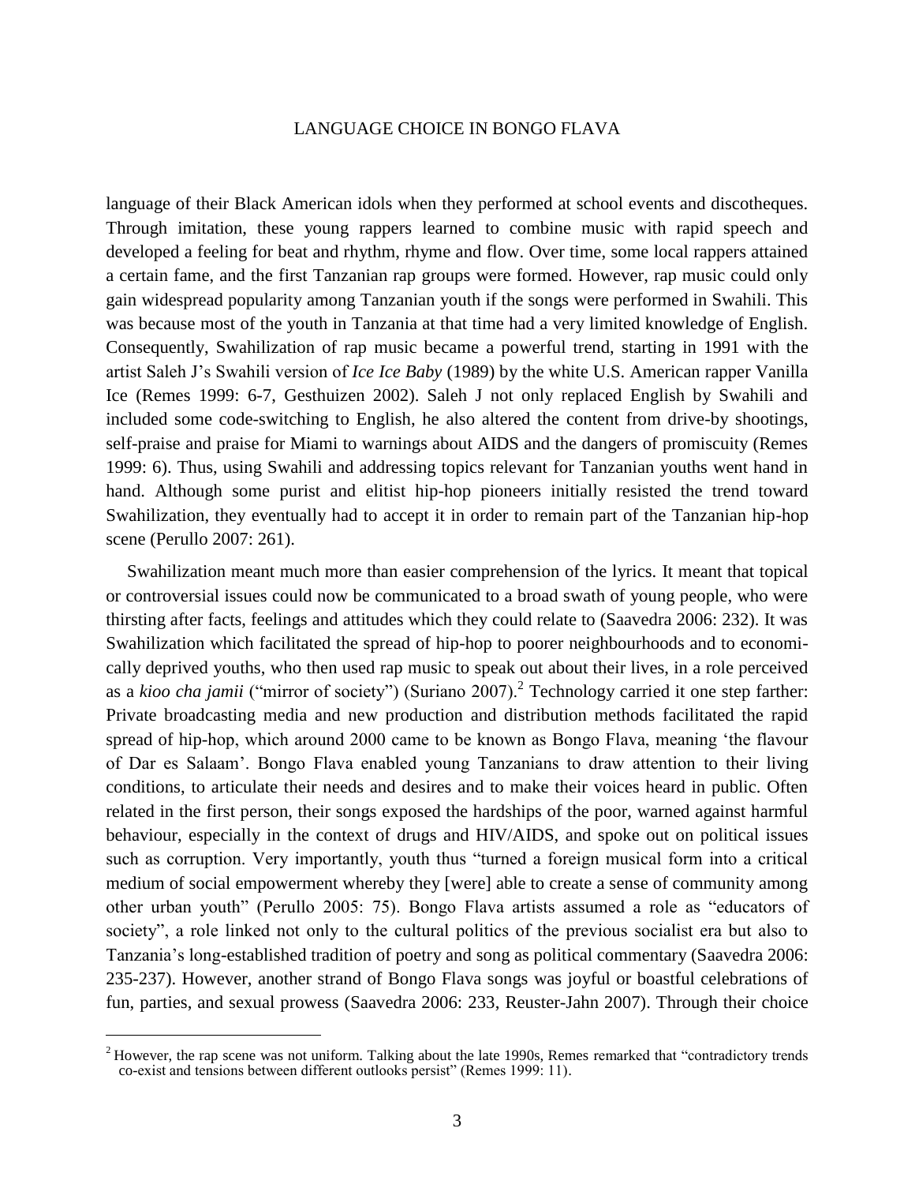language of their Black American idols when they performed at school events and discotheques. Through imitation, these young rappers learned to combine music with rapid speech and developed a feeling for beat and rhythm, rhyme and flow. Over time, some local rappers attained a certain fame, and the first Tanzanian rap groups were formed. However, rap music could only gain widespread popularity among Tanzanian youth if the songs were performed in Swahili. This was because most of the youth in Tanzania at that time had a very limited knowledge of English. Consequently, Swahilization of rap music became a powerful trend, starting in 1991 with the artist Saleh J's Swahili version of *Ice Ice Baby* (1989) by the white U.S. American rapper Vanilla Ice (Remes 1999: 6-7, Gesthuizen 2002). Saleh J not only replaced English by Swahili and included some code-switching to English, he also altered the content from drive-by shootings, self-praise and praise for Miami to warnings about AIDS and the dangers of promiscuity (Remes 1999: 6). Thus, using Swahili and addressing topics relevant for Tanzanian youths went hand in hand. Although some purist and elitist hip-hop pioneers initially resisted the trend toward Swahilization, they eventually had to accept it in order to remain part of the Tanzanian hip-hop scene (Perullo 2007: 261).

Swahilization meant much more than easier comprehension of the lyrics. It meant that topical or controversial issues could now be communicated to a broad swath of young people, who were thirsting after facts, feelings and attitudes which they could relate to (Saavedra 2006: 232). It was Swahilization which facilitated the spread of hip-hop to poorer neighbourhoods and to economically deprived youths, who then used rap music to speak out about their lives, in a role perceived as a *kioo cha jamii* ("mirror of society") (Suriano 2007).[2] Technology carried it one step farther: Private broadcasting media and new production and distribution methods facilitated the rapid spread of hip-hop, which around 2000 came to be known as Bongo Flava, meaning 'the flavour of Dar es Salaam'. Bongo Flava enabled young Tanzanians to draw attention to their living conditions, to articulate their needs and desires and to make their voices heard in public. Often related in the first person, their songs exposed the hardships of the poor, warned against harmful behaviour, especially in the context of drugs and HIV/AIDS, and spoke out on political issues such as corruption. Very importantly, youth thus "turned a foreign musical form into a critical medium of social empowerment whereby they [were] able to create a sense of community among other urban youth" (Perullo 2005: 75). Bongo Flava artists assumed a role as "educators of society", a role linked not only to the cultural politics of the previous socialist era but also to Tanzania's long-established tradition of poetry and song as political commentary (Saavedra 2006: 235-237). However, another strand of Bongo Flava songs was joyful or boastful celebrations of fun, parties, and sexual prowess (Saavedra 2006: 233, Reuster-Jahn 2007). Through their choice

---

[2] However, the rap scene was not uniform. Talking about the late 1990s, Remes remarked that "contradictory trends co-exist and tensions between different outlooks persist" (Remes 1999: 11).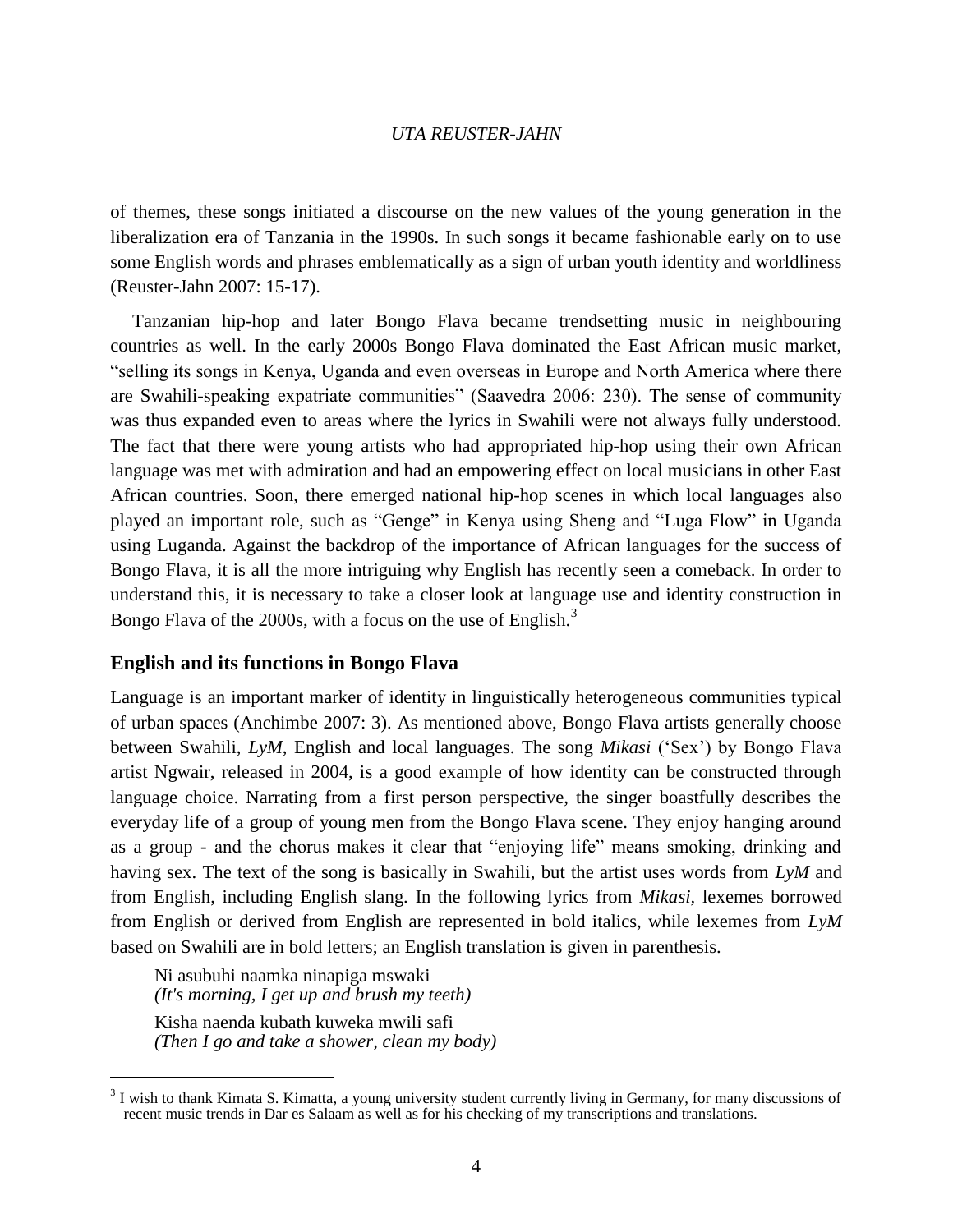of themes, these songs initiated a discourse on the new values of the young generation in the liberalization era of Tanzania in the 1990s. In such songs it became fashionable early on to use some English words and phrases emblematically as a sign of urban youth identity and worldliness (Reuster-Jahn 2007: 15-17).

Tanzanian hip-hop and later Bongo Flava became trendsetting music in neighbouring countries as well. In the early 2000s Bongo Flava dominated the East African music market, "selling its songs in Kenya, Uganda and even overseas in Europe and North America where there are Swahili-speaking expatriate communities" (Saavedra 2006: 230). The sense of community was thus expanded even to areas where the lyrics in Swahili were not always fully understood. The fact that there were young artists who had appropriated hip-hop using their own African language was met with admiration and had an empowering effect on local musicians in other East African countries. Soon, there emerged national hip-hop scenes in which local languages also played an important role, such as "Genge" in Kenya using Sheng and "Luga Flow" in Uganda using Luganda. Against the backdrop of the importance of African languages for the success of Bongo Flava, it is all the more intriguing why English has recently seen a comeback. In order to understand this, it is necessary to take a closer look at language use and identity construction in Bongo Flava of the 2000s, with a focus on the use of English.[3]

## English and its functions in Bongo Flava

Language is an important marker of identity in linguistically heterogeneous communities typical of urban spaces (Anchimbe 2007: 3). As mentioned above, Bongo Flava artists generally choose between Swahili, *LyM*, English and local languages. The song *Mikasi* ('Sex') by Bongo Flava artist Ngwair, released in 2004, is a good example of how identity can be constructed through language choice. Narrating from a first person perspective, the singer boastfully describes the everyday life of a group of young men from the Bongo Flava scene. They enjoy hanging around as a group - and the chorus makes it clear that "enjoying life" means smoking, drinking and having sex. The text of the song is basically in Swahili, but the artist uses words from *LyM* and from English, including English slang. In the following lyrics from *Mikasi*, lexemes borrowed from English or derived from English are represented in bold italics, while lexemes from *LyM* based on Swahili are in bold letters; an English translation is given in parenthesis.

> Ni asubuhi naamka ninapiga mswaki
> *(It's morning, I get up and brush my teeth)*
>
> Kisha naenda kubath kuweka mwili safi
> *(Then I go and take a shower, clean my body)*

[3] I wish to thank Kimata S. Kimatta, a young university student currently living in Germany, for many discussions of recent music trends in Dar es Salaam as well as for his checking of my transcriptions and translations.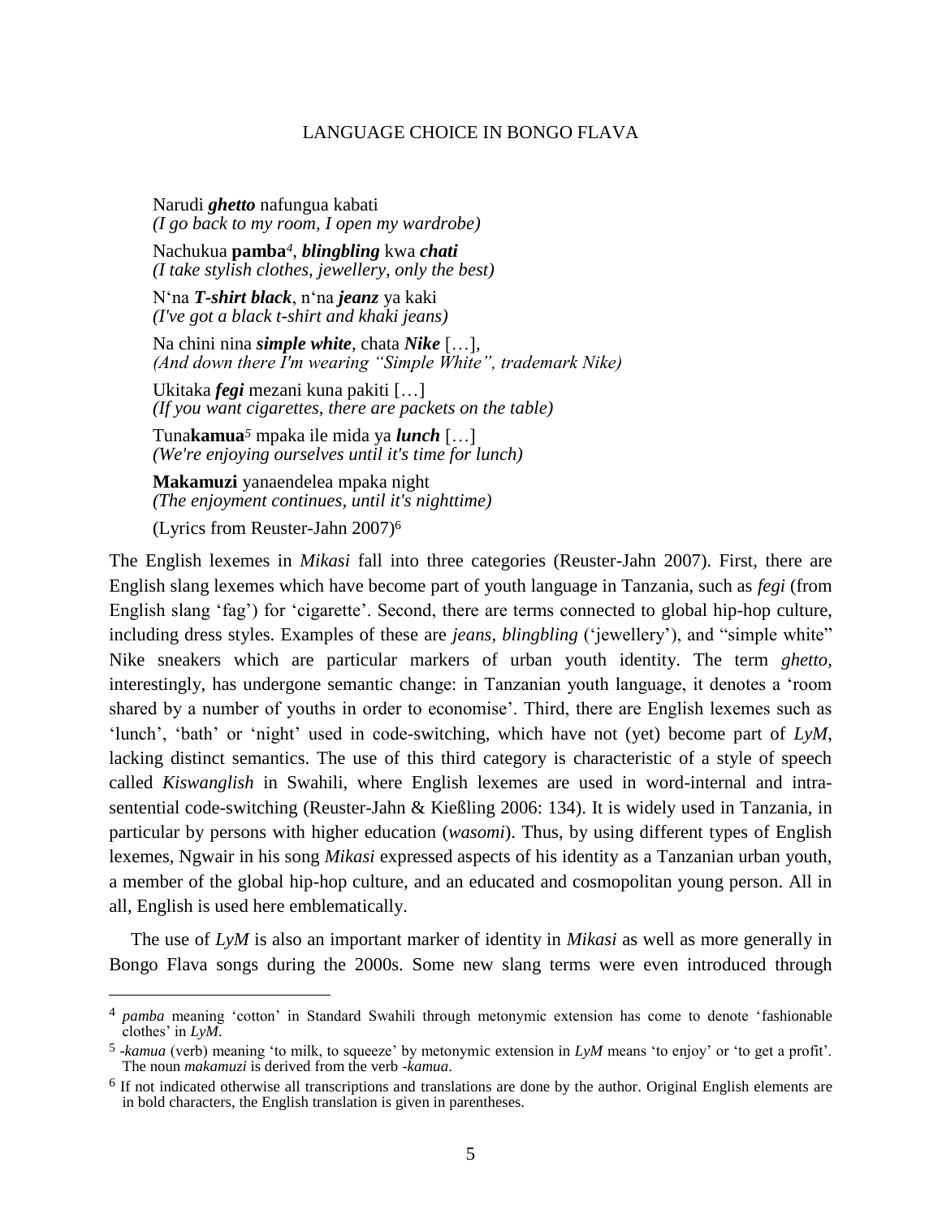Narudi ***ghetto*** nafungua kabati
*(I go back to my room, I open my wardrobe)*

Nachukua **pamba**[4], ***blingbling*** kwa ***chati***
*(I take stylish clothes, jewellery, only the best)*

N'na ***T-shirt black***, n'na ***jeanz*** ya kaki
*(I've got a black t-shirt and khaki jeans)*

Na chini nina ***simple white***, chata ***Nike*** […],
*(And down there I'm wearing "Simple White", trademark Nike)*

Ukitaka ***fegi*** mezani kuna pakiti […]
*(If you want cigarettes, there are packets on the table)*

Tuna**kamua**[5] mpaka ile mida ya ***lunch*** […]
*(We're enjoying ourselves until it's time for lunch)*

**Makamuzi** yanaendelea mpaka night
*(The enjoyment continues, until it's nighttime)*

(Lyrics from Reuster-Jahn 2007)[6]

The English lexemes in *Mikasi* fall into three categories (Reuster-Jahn 2007). First, there are English slang lexemes which have become part of youth language in Tanzania, such as *fegi* (from English slang 'fag') for 'cigarette'. Second, there are terms connected to global hip-hop culture, including dress styles. Examples of these are *jeans*, *blingbling* ('jewellery'), and "simple white" Nike sneakers which are particular markers of urban youth identity. The term *ghetto*, interestingly, has undergone semantic change: in Tanzanian youth language, it denotes a 'room shared by a number of youths in order to economise'. Third, there are English lexemes such as 'lunch', 'bath' or 'night' used in code-switching, which have not (yet) become part of *LyM*, lacking distinct semantics. The use of this third category is characteristic of a style of speech called *Kiswanglish* in Swahili, where English lexemes are used in word-internal and intra-sentential code-switching (Reuster-Jahn & Kießling 2006: 134). It is widely used in Tanzania, in particular by persons with higher education (*wasomi*). Thus, by using different types of English lexemes, Ngwair in his song *Mikasi* expressed aspects of his identity as a Tanzanian urban youth, a member of the global hip-hop culture, and an educated and cosmopolitan young person. All in all, English is used here emblematically.

The use of *LyM* is also an important marker of identity in *Mikasi* as well as more generally in Bongo Flava songs during the 2000s. Some new slang terms were even introduced through

---

[4] *pamba* meaning 'cotton' in Standard Swahili through metonymic extension has come to denote 'fashionable clothes' in *LyM*.

[5] *-kamua* (verb) meaning 'to milk, to squeeze' by metonymic extension in *LyM* means 'to enjoy' or 'to get a profit'. The noun *makamuzi* is derived from the verb *-kamua*.

[6] If not indicated otherwise all transcriptions and translations are done by the author. Original English elements are in bold characters, the English translation is given in parentheses.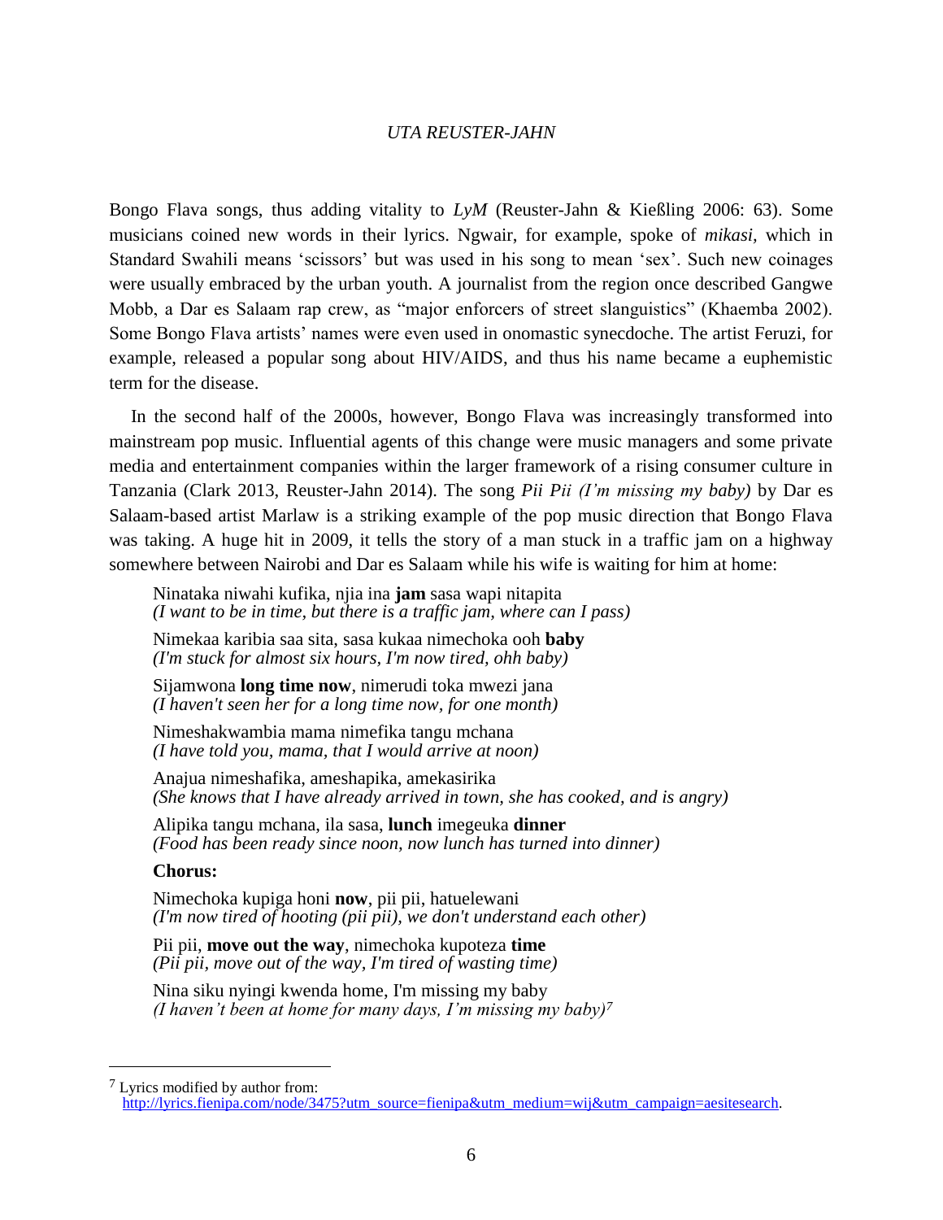Bongo Flava songs, thus adding vitality to *LyM* (Reuster-Jahn & Kießling 2006: 63). Some musicians coined new words in their lyrics. Ngwair, for example, spoke of *mikasi*, which in Standard Swahili means 'scissors' but was used in his song to mean 'sex'. Such new coinages were usually embraced by the urban youth. A journalist from the region once described Gangwe Mobb, a Dar es Salaam rap crew, as "major enforcers of street slanguistics" (Khaemba 2002). Some Bongo Flava artists' names were even used in onomastic synecdoche. The artist Feruzi, for example, released a popular song about HIV/AIDS, and thus his name became a euphemistic term for the disease.

In the second half of the 2000s, however, Bongo Flava was increasingly transformed into mainstream pop music. Influential agents of this change were music managers and some private media and entertainment companies within the larger framework of a rising consumer culture in Tanzania (Clark 2013, Reuster-Jahn 2014). The song *Pii Pii (I'm missing my baby)* by Dar es Salaam-based artist Marlaw is a striking example of the pop music direction that Bongo Flava was taking. A huge hit in 2009, it tells the story of a man stuck in a traffic jam on a highway somewhere between Nairobi and Dar es Salaam while his wife is waiting for him at home:

> Ninataka niwahi kufika, njia ina **jam** sasa wapi nitapita
> *(I want to be in time, but there is a traffic jam, where can I pass)*
>
> Nimekaa karibia saa sita, sasa kukaa nimechoka ooh **baby**
> *(I'm stuck for almost six hours, I'm now tired, ohh baby)*
>
> Sijamwona **long time now**, nimerudi toka mwezi jana
> *(I haven't seen her for a long time now, for one month)*
>
> Nimeshakwambia mama nimefika tangu mchana
> *(I have told you, mama, that I would arrive at noon)*
>
> Anajua nimeshafika, ameshapika, amekasirika
> *(She knows that I have already arrived in town, she has cooked, and is angry)*
>
> Alipika tangu mchana, ila sasa, **lunch** imegeuka **dinner**
> *(Food has been ready since noon, now lunch has turned into dinner)*
>
> **Chorus:**
>
> Nimechoka kupiga honi **now**, pii pii, hatuelewani
> *(I'm now tired of hooting (pii pii), we don't understand each other)*
>
> Pii pii, **move out the way**, nimechoka kupoteza **time**
> *(Pii pii, move out of the way, I'm tired of wasting time)*
>
> Nina siku nyingi kwenda home, I'm missing my baby
> *(I haven't been at home for many days, I'm missing my baby)*[7]

[7] Lyrics modified by author from: http://lyrics.fienipa.com/node/3475?utm_source=fienipa&utm_medium=wij&utm_campaign=aesitesearch.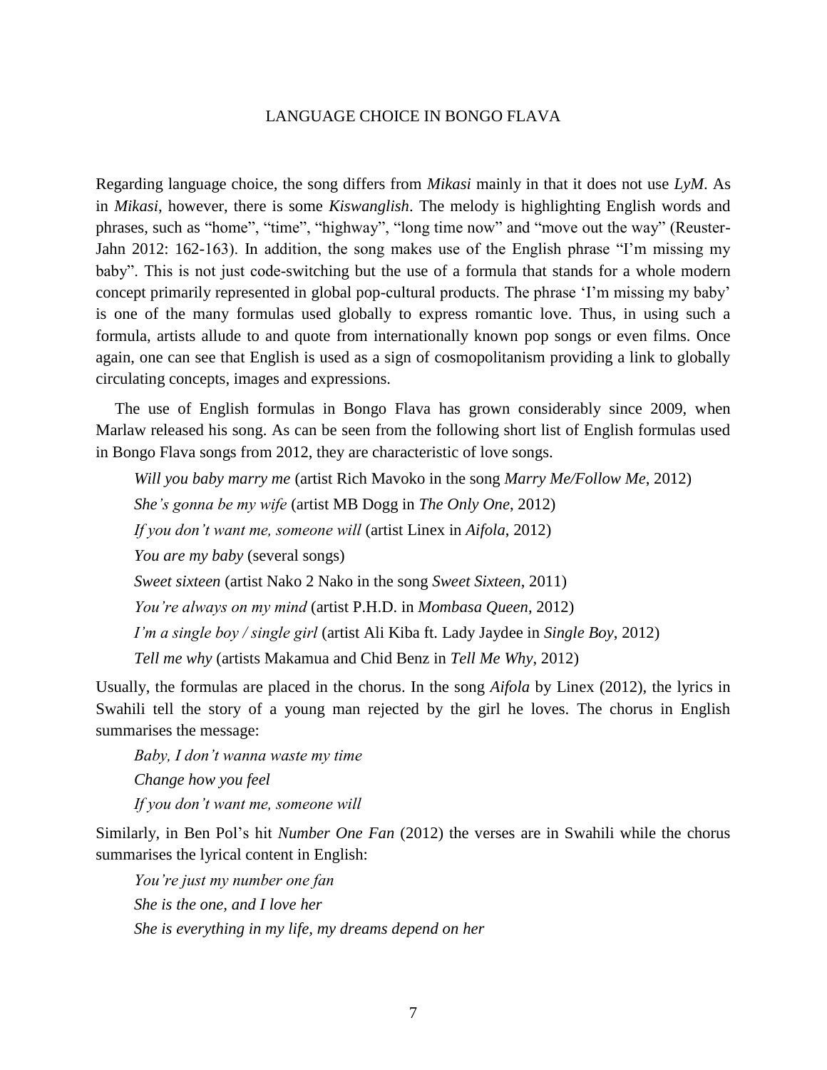Regarding language choice, the song differs from *Mikasi* mainly in that it does not use *LyM*. As in *Mikasi*, however, there is some *Kiswanglish*. The melody is highlighting English words and phrases, such as "home", "time", "highway", "long time now" and "move out the way" (Reuster-Jahn 2012: 162-163). In addition, the song makes use of the English phrase "I'm missing my baby". This is not just code-switching but the use of a formula that stands for a whole modern concept primarily represented in global pop-cultural products. The phrase 'I'm missing my baby' is one of the many formulas used globally to express romantic love. Thus, in using such a formula, artists allude to and quote from internationally known pop songs or even films. Once again, one can see that English is used as a sign of cosmopolitanism providing a link to globally circulating concepts, images and expressions.

The use of English formulas in Bongo Flava has grown considerably since 2009, when Marlaw released his song. As can be seen from the following short list of English formulas used in Bongo Flava songs from 2012, they are characteristic of love songs.

*Will you baby marry me* (artist Rich Mavoko in the song *Marry Me/Follow Me*, 2012)

*She's gonna be my wife* (artist MB Dogg in *The Only One*, 2012)

*If you don't want me, someone will* (artist Linex in *Aifola*, 2012)

*You are my baby* (several songs)

*Sweet sixteen* (artist Nako 2 Nako in the song *Sweet Sixteen*, 2011)

*You're always on my mind* (artist P.H.D. in *Mombasa Queen*, 2012)

*I'm a single boy / single girl* (artist Ali Kiba ft. Lady Jaydee in *Single Boy*, 2012)

*Tell me why* (artists Makamua and Chid Benz in *Tell Me Why*, 2012)

Usually, the formulas are placed in the chorus. In the song *Aifola* by Linex (2012), the lyrics in Swahili tell the story of a young man rejected by the girl he loves. The chorus in English summarises the message:

*Baby, I don't wanna waste my time*
*Change how you feel*
*If you don't want me, someone will*

Similarly, in Ben Pol's hit *Number One Fan* (2012) the verses are in Swahili while the chorus summarises the lyrical content in English:

*You're just my number one fan*
*She is the one, and I love her*
*She is everything in my life, my dreams depend on her*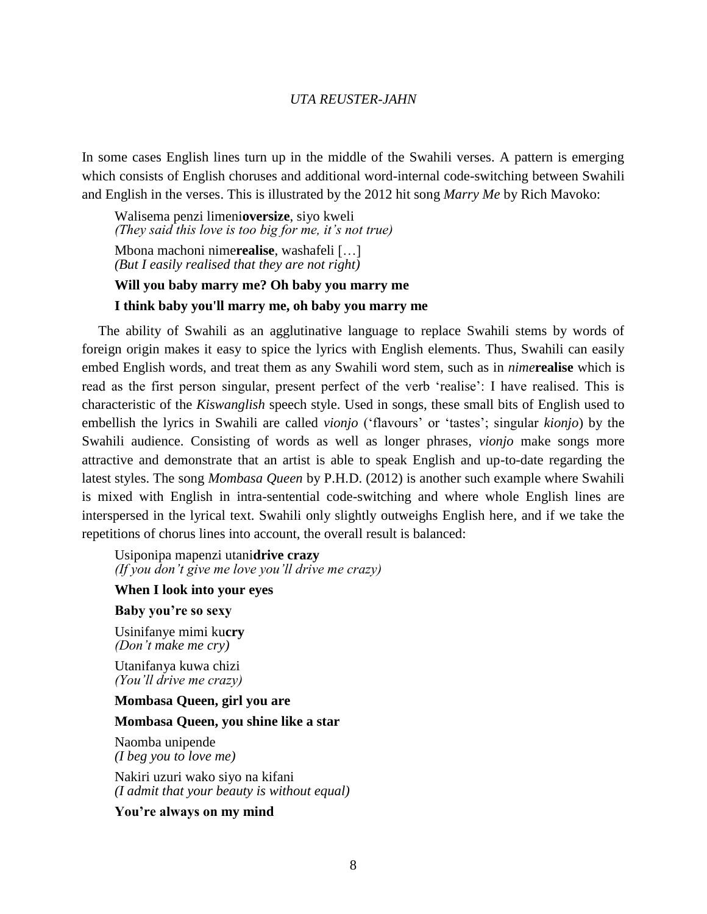In some cases English lines turn up in the middle of the Swahili verses. A pattern is emerging which consists of English choruses and additional word-internal code-switching between Swahili and English in the verses. This is illustrated by the 2012 hit song *Marry Me* by Rich Mavoko:

> Walisema penzi limeni**oversize**, siyo kweli
> *(They said this love is too big for me, it's not true)*
>
> Mbona machoni nime**realise**, washafeli […]
> *(But I easily realised that they are not right)*
>
> **Will you baby marry me? Oh baby you marry me**
>
> **I think baby you'll marry me, oh baby you marry me**

The ability of Swahili as an agglutinative language to replace Swahili stems by words of foreign origin makes it easy to spice the lyrics with English elements. Thus, Swahili can easily embed English words, and treat them as any Swahili word stem, such as in *nime***realise** which is read as the first person singular, present perfect of the verb 'realise': I have realised. This is characteristic of the *Kiswanglish* speech style. Used in songs, these small bits of English used to embellish the lyrics in Swahili are called *vionjo* ('flavours' or 'tastes'; singular *kionjo*) by the Swahili audience. Consisting of words as well as longer phrases, *vionjo* make songs more attractive and demonstrate that an artist is able to speak English and up-to-date regarding the latest styles. The song *Mombasa Queen* by P.H.D. (2012) is another such example where Swahili is mixed with English in intra-sentential code-switching and where whole English lines are interspersed in the lyrical text. Swahili only slightly outweighs English here, and if we take the repetitions of chorus lines into account, the overall result is balanced:

> Usiponipa mapenzi utani**drive crazy**
> *(If you don't give me love you'll drive me crazy)*
>
> **When I look into your eyes**
>
> **Baby you're so sexy**
>
> Usinifanye mimi ku**cry**
> *(Don't make me cry)*
>
> Utanifanya kuwa chizi
> *(You'll drive me crazy)*
>
> **Mombasa Queen, girl you are**
>
> **Mombasa Queen, you shine like a star**
>
> Naomba unipende
> *(I beg you to love me)*
>
> Nakiri uzuri wako siyo na kifani
> *(I admit that your beauty is without equal)*
>
> **You're always on my mind**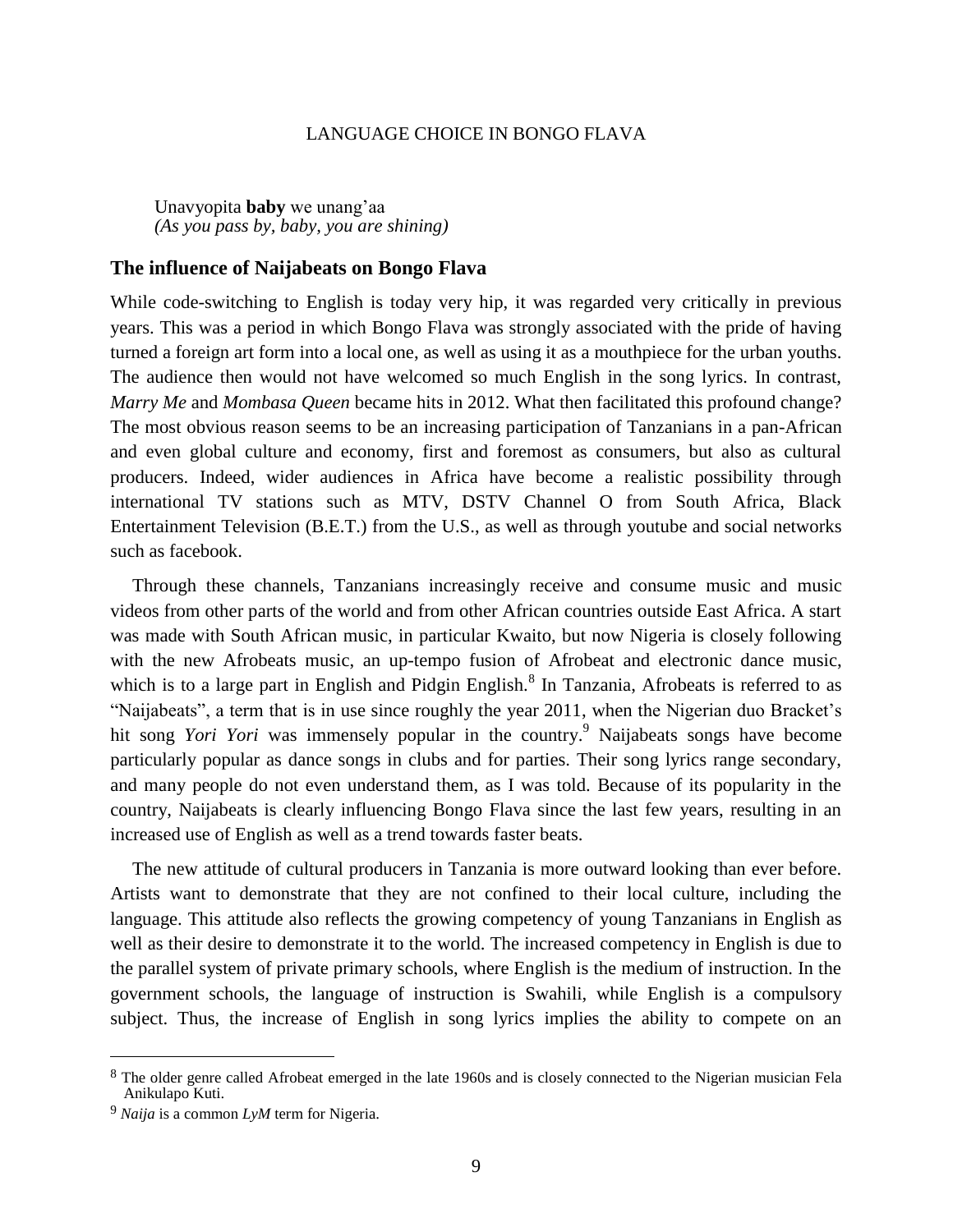Unavyopita **baby** we unang'aa  
*(As you pass by, baby, you are shining)*

## The influence of Naijabeats on Bongo Flava

While code-switching to English is today very hip, it was regarded very critically in previous years. This was a period in which Bongo Flava was strongly associated with the pride of having turned a foreign art form into a local one, as well as using it as a mouthpiece for the urban youths. The audience then would not have welcomed so much English in the song lyrics. In contrast, *Marry Me* and *Mombasa Queen* became hits in 2012. What then facilitated this profound change? The most obvious reason seems to be an increasing participation of Tanzanians in a pan-African and even global culture and economy, first and foremost as consumers, but also as cultural producers. Indeed, wider audiences in Africa have become a realistic possibility through international TV stations such as MTV, DSTV Channel O from South Africa, Black Entertainment Television (B.E.T.) from the U.S., as well as through youtube and social networks such as facebook.

Through these channels, Tanzanians increasingly receive and consume music and music videos from other parts of the world and from other African countries outside East Africa. A start was made with South African music, in particular Kwaito, but now Nigeria is closely following with the new Afrobeats music, an up-tempo fusion of Afrobeat and electronic dance music, which is to a large part in English and Pidgin English.[8] In Tanzania, Afrobeats is referred to as "Naijabeats", a term that is in use since roughly the year 2011, when the Nigerian duo Bracket's hit song *Yori Yori* was immensely popular in the country.[9] Naijabeats songs have become particularly popular as dance songs in clubs and for parties. Their song lyrics range secondary, and many people do not even understand them, as I was told. Because of its popularity in the country, Naijabeats is clearly influencing Bongo Flava since the last few years, resulting in an increased use of English as well as a trend towards faster beats.

The new attitude of cultural producers in Tanzania is more outward looking than ever before. Artists want to demonstrate that they are not confined to their local culture, including the language. This attitude also reflects the growing competency of young Tanzanians in English as well as their desire to demonstrate it to the world. The increased competency in English is due to the parallel system of private primary schools, where English is the medium of instruction. In the government schools, the language of instruction is Swahili, while English is a compulsory subject. Thus, the increase of English in song lyrics implies the ability to compete on an

---

[8] The older genre called Afrobeat emerged in the late 1960s and is closely connected to the Nigerian musician Fela Anikulapo Kuti.

[9] *Naija* is a common *LyM* term for Nigeria.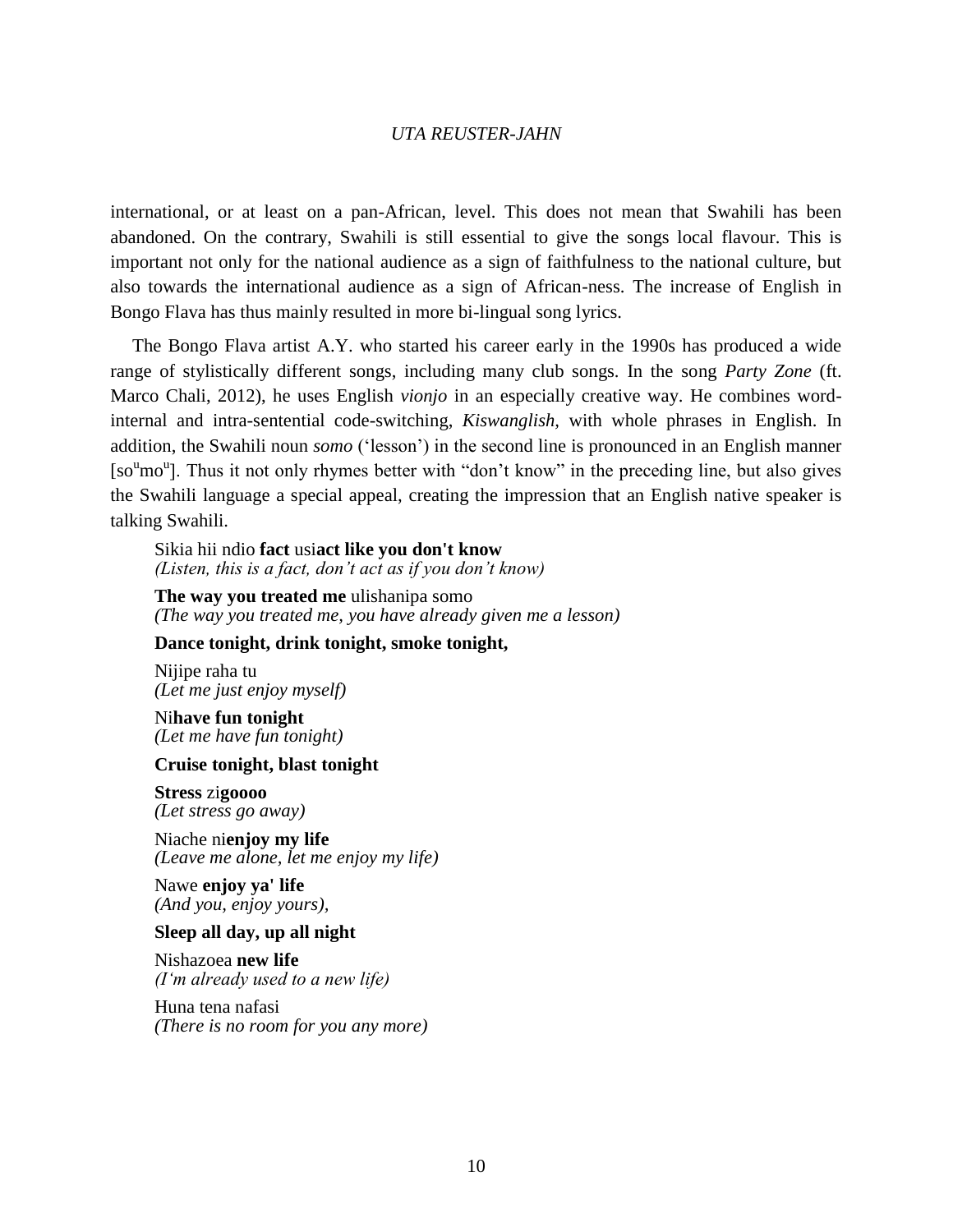international, or at least on a pan-African, level. This does not mean that Swahili has been abandoned. On the contrary, Swahili is still essential to give the songs local flavour. This is important not only for the national audience as a sign of faithfulness to the national culture, but also towards the international audience as a sign of African-ness. The increase of English in Bongo Flava has thus mainly resulted in more bi-lingual song lyrics.

The Bongo Flava artist A.Y. who started his career early in the 1990s has produced a wide range of stylistically different songs, including many club songs. In the song *Party Zone* (ft. Marco Chali, 2012), he uses English *vionjo* in an especially creative way. He combines word-internal and intra-sentential code-switching, *Kiswanglish,* with whole phrases in English. In addition, the Swahili noun *somo* ('lesson') in the second line is pronounced in an English manner [so$^{u}$mo$^{u}$]. Thus it not only rhymes better with "don't know" in the preceding line, but also gives the Swahili language a special appeal, creating the impression that an English native speaker is talking Swahili.

> Sikia hii ndio **fact** usi**act like you don't know**
> *(Listen, this is a fact, don't act as if you don't know)*
>
> **The way you treated me** ulishanipa somo
> *(The way you treated me, you have already given me a lesson)*
>
> **Dance tonight, drink tonight, smoke tonight,**
>
> Nijipe raha tu
> *(Let me just enjoy myself)*
>
> Ni**have fun tonight**
> *(Let me have fun tonight)*
>
> **Cruise tonight, blast tonight**
>
> **Stress** zi**goooo**
> *(Let stress go away)*
>
> Niache ni**enjoy my life**
> *(Leave me alone, let me enjoy my life)*
>
> Nawe **enjoy ya' life**
> *(And you, enjoy yours),*
>
> **Sleep all day, up all night**
>
> Nishazoea **new life**
> *(I'm already used to a new life)*
>
> Huna tena nafasi
> *(There is no room for you any more)*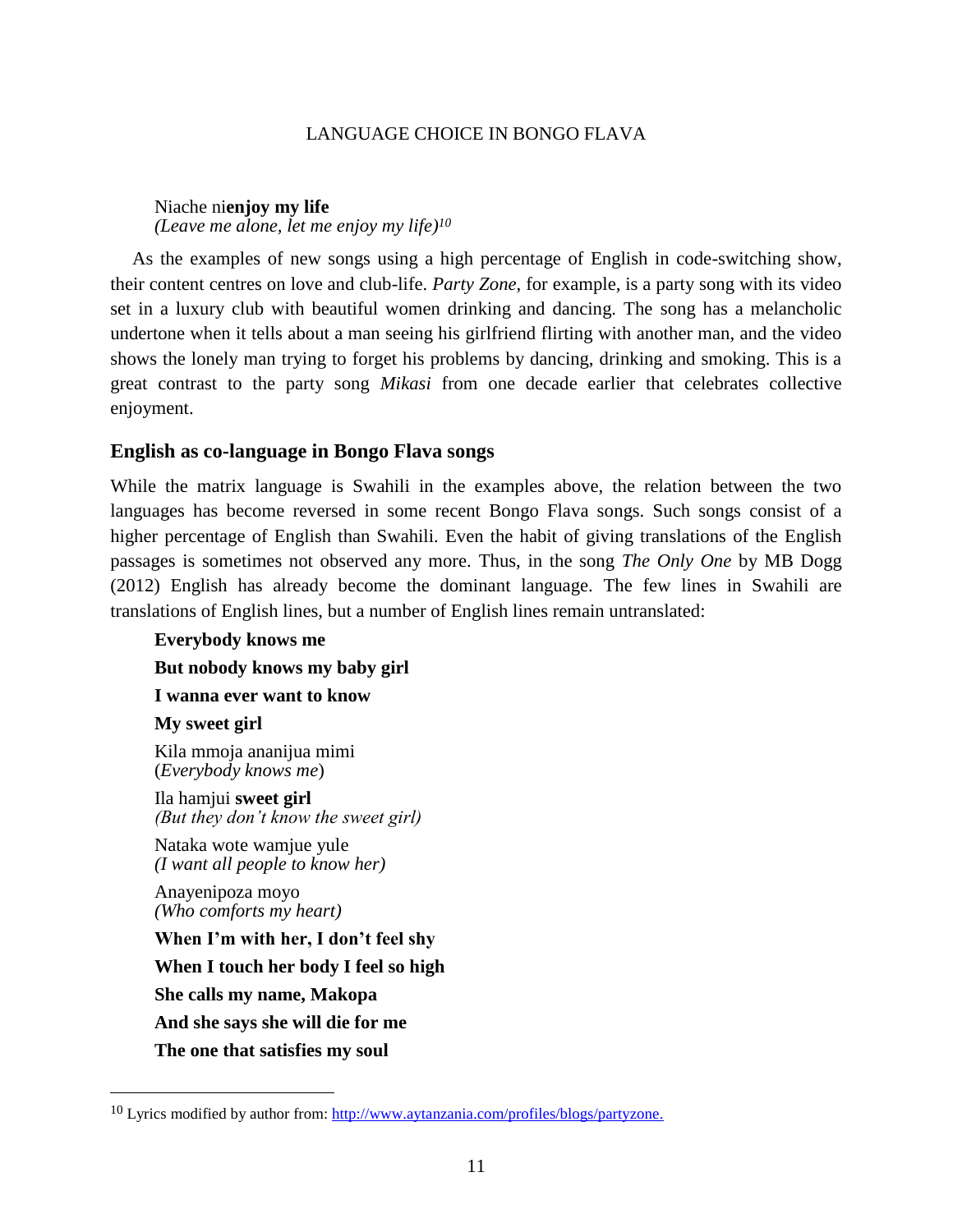Niache ni**enjoy my life**
*(Leave me alone, let me enjoy my life)*[10]

As the examples of new songs using a high percentage of English in code-switching show, their content centres on love and club-life. *Party Zone*, for example, is a party song with its video set in a luxury club with beautiful women drinking and dancing. The song has a melancholic undertone when it tells about a man seeing his girlfriend flirting with another man, and the video shows the lonely man trying to forget his problems by dancing, drinking and smoking. This is a great contrast to the party song *Mikasi* from one decade earlier that celebrates collective enjoyment.

## English as co-language in Bongo Flava songs

While the matrix language is Swahili in the examples above, the relation between the two languages has become reversed in some recent Bongo Flava songs. Such songs consist of a higher percentage of English than Swahili. Even the habit of giving translations of the English passages is sometimes not observed any more. Thus, in the song *The Only One* by MB Dogg (2012) English has already become the dominant language. The few lines in Swahili are translations of English lines, but a number of English lines remain untranslated:

**Everybody knows me**

**But nobody knows my baby girl**

**I wanna ever want to know**

**My sweet girl**

Kila mmoja ananijua mimi
(*Everybody knows me*)

Ila hamjui **sweet girl**
*(But they don't know the sweet girl)*

Nataka wote wamjue yule
*(I want all people to know her)*

Anayenipoza moyo
*(Who comforts my heart)*

**When I'm with her, I don't feel shy**

**When I touch her body I feel so high**

**She calls my name, Makopa**

**And she says she will die for me**

**The one that satisfies my soul**

---

[10] Lyrics modified by author from: http://www.aytanzania.com/profiles/blogs/partyzone.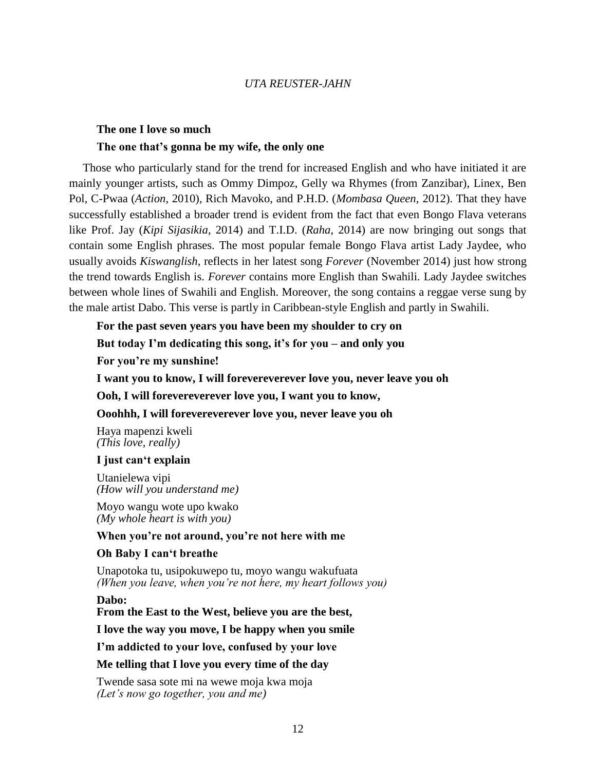**The one I love so much**

**The one that's gonna be my wife, the only one**

Those who particularly stand for the trend for increased English and who have initiated it are mainly younger artists, such as Ommy Dimpoz, Gelly wa Rhymes (from Zanzibar), Linex, Ben Pol, C-Pwaa (*Action*, 2010), Rich Mavoko, and P.H.D. (*Mombasa Queen*, 2012). That they have successfully established a broader trend is evident from the fact that even Bongo Flava veterans like Prof. Jay (*Kipi Sijasikia*, 2014) and T.I.D. (*Raha*, 2014) are now bringing out songs that contain some English phrases. The most popular female Bongo Flava artist Lady Jaydee, who usually avoids *Kiswanglish*, reflects in her latest song *Forever* (November 2014) just how strong the trend towards English is. *Forever* contains more English than Swahili. Lady Jaydee switches between whole lines of Swahili and English. Moreover, the song contains a reggae verse sung by the male artist Dabo. This verse is partly in Caribbean-style English and partly in Swahili.

**For the past seven years you have been my shoulder to cry on**

**But today I'm dedicating this song, it's for you – and only you**

**For you're my sunshine!**

**I want you to know, I will forevereverever love you, never leave you oh**

**Ooh, I will forevereverever love you, I want you to know,**

**Ooohhh, I will forevereverever love you, never leave you oh**

Haya mapenzi kweli
*(This love, really)*

**I just can't explain**

Utanielewa vipi
*(How will you understand me)*

Moyo wangu wote upo kwako
*(My whole heart is with you)*

**When you're not around, you're not here with me**

**Oh Baby I can't breathe**

Unapotoka tu, usipokuwepo tu, moyo wangu wakufuata
*(When you leave, when you're not here, my heart follows you)*

**Dabo:**
**From the East to the West, believe you are the best,**

**I love the way you move, I be happy when you smile**

**I'm addicted to your love, confused by your love**

**Me telling that I love you every time of the day**

Twende sasa sote mi na wewe moja kwa moja
*(Let's now go together, you and me)*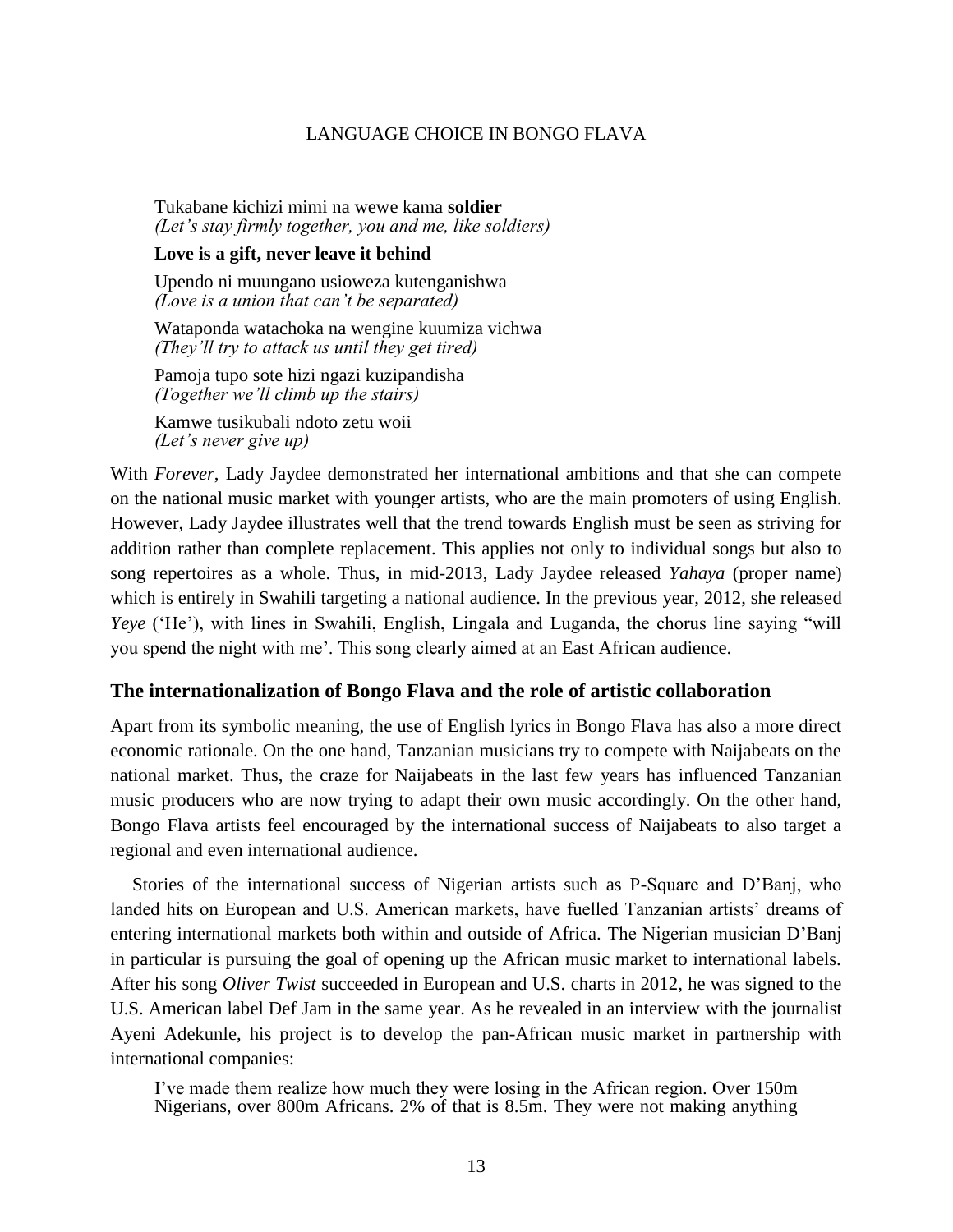Tukabane kichizi mimi na wewe kama **soldier**
*(Let's stay firmly together, you and me, like soldiers)*

**Love is a gift, never leave it behind**

Upendo ni muungano usioweza kutenganishwa
*(Love is a union that can't be separated)*

Wataponda watachoka na wengine kuumiza vichwa
*(They'll try to attack us until they get tired)*

Pamoja tupo sote hizi ngazi kuzipandisha
*(Together we'll climb up the stairs)*

Kamwe tusikubali ndoto zetu woii
*(Let's never give up)*

With *Forever*, Lady Jaydee demonstrated her international ambitions and that she can compete on the national music market with younger artists, who are the main promoters of using English. However, Lady Jaydee illustrates well that the trend towards English must be seen as striving for addition rather than complete replacement. This applies not only to individual songs but also to song repertoires as a whole. Thus, in mid-2013, Lady Jaydee released *Yahaya* (proper name) which is entirely in Swahili targeting a national audience. In the previous year, 2012, she released *Yeye* ('He'), with lines in Swahili, English, Lingala and Luganda, the chorus line saying "will you spend the night with me'. This song clearly aimed at an East African audience.

## The internationalization of Bongo Flava and the role of artistic collaboration

Apart from its symbolic meaning, the use of English lyrics in Bongo Flava has also a more direct economic rationale. On the one hand, Tanzanian musicians try to compete with Naijabeats on the national market. Thus, the craze for Naijabeats in the last few years has influenced Tanzanian music producers who are now trying to adapt their own music accordingly. On the other hand, Bongo Flava artists feel encouraged by the international success of Naijabeats to also target a regional and even international audience.

Stories of the international success of Nigerian artists such as P-Square and D'Banj, who landed hits on European and U.S. American markets, have fuelled Tanzanian artists' dreams of entering international markets both within and outside of Africa. The Nigerian musician D'Banj in particular is pursuing the goal of opening up the African music market to international labels. After his song *Oliver Twist* succeeded in European and U.S. charts in 2012, he was signed to the U.S. American label Def Jam in the same year. As he revealed in an interview with the journalist Ayeni Adekunle, his project is to develop the pan-African music market in partnership with international companies:

> I've made them realize how much they were losing in the African region. Over 150m Nigerians, over 800m Africans. 2% of that is 8.5m. They were not making anything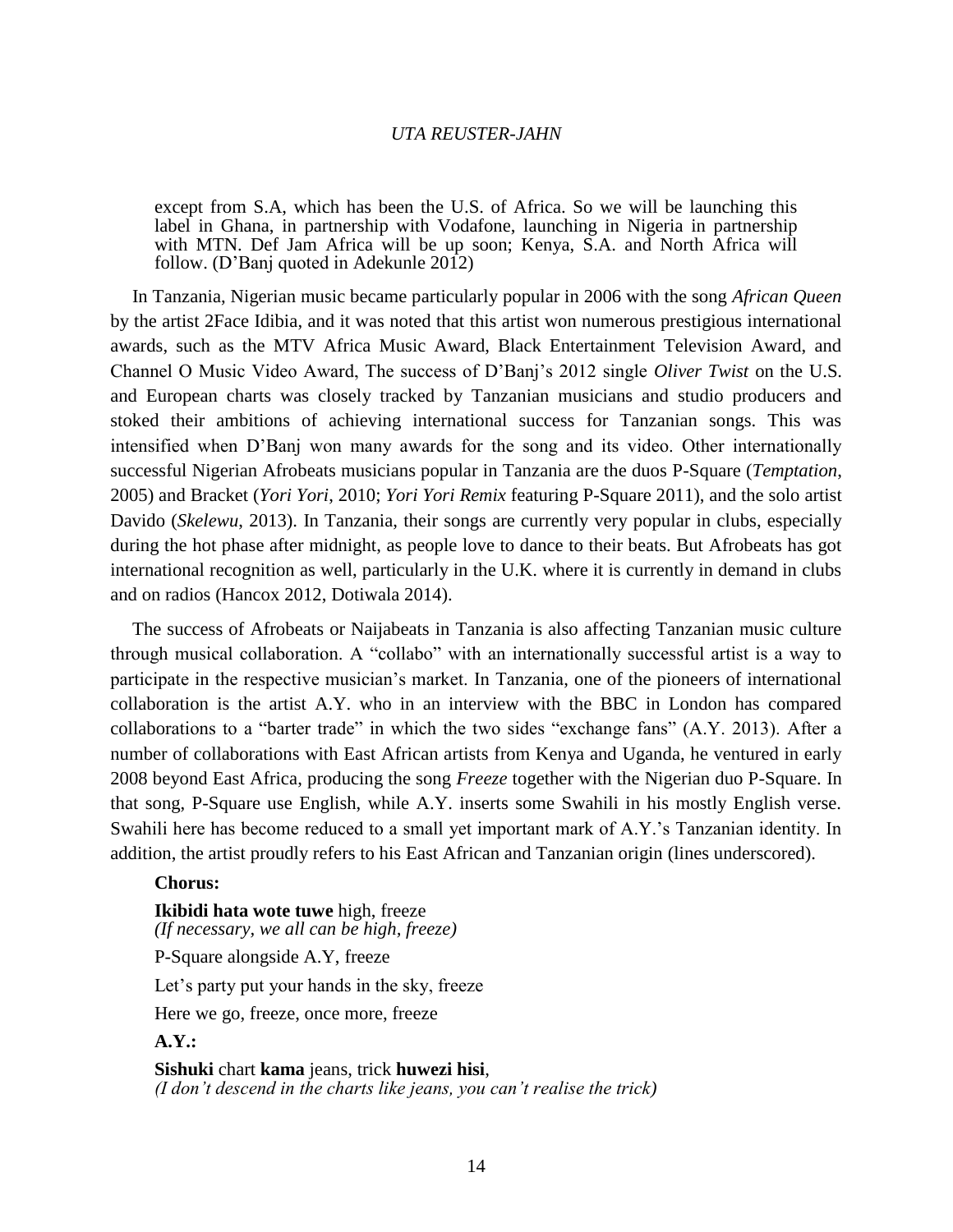> except from S.A, which has been the U.S. of Africa. So we will be launching this label in Ghana, in partnership with Vodafone, launching in Nigeria in partnership with MTN. Def Jam Africa will be up soon; Kenya, S.A. and North Africa will follow. (D'Banj quoted in Adekunle 2012)

In Tanzania, Nigerian music became particularly popular in 2006 with the song *African Queen* by the artist 2Face Idibia, and it was noted that this artist won numerous prestigious international awards, such as the MTV Africa Music Award, Black Entertainment Television Award, and Channel O Music Video Award, The success of D'Banj's 2012 single *Oliver Twist* on the U.S. and European charts was closely tracked by Tanzanian musicians and studio producers and stoked their ambitions of achieving international success for Tanzanian songs. This was intensified when D'Banj won many awards for the song and its video. Other internationally successful Nigerian Afrobeats musicians popular in Tanzania are the duos P-Square (*Temptation*, 2005) and Bracket (*Yori Yori*, 2010; *Yori Yori Remix* featuring P-Square 2011), and the solo artist Davido (*Skelewu*, 2013). In Tanzania, their songs are currently very popular in clubs, especially during the hot phase after midnight, as people love to dance to their beats. But Afrobeats has got international recognition as well, particularly in the U.K. where it is currently in demand in clubs and on radios (Hancox 2012, Dotiwala 2014).

The success of Afrobeats or Naijabeats in Tanzania is also affecting Tanzanian music culture through musical collaboration. A "collabo" with an internationally successful artist is a way to participate in the respective musician's market. In Tanzania, one of the pioneers of international collaboration is the artist A.Y. who in an interview with the BBC in London has compared collaborations to a "barter trade" in which the two sides "exchange fans" (A.Y. 2013). After a number of collaborations with East African artists from Kenya and Uganda, he ventured in early 2008 beyond East Africa, producing the song *Freeze* together with the Nigerian duo P-Square. In that song, P-Square use English, while A.Y. inserts some Swahili in his mostly English verse. Swahili here has become reduced to a small yet important mark of A.Y.'s Tanzanian identity. In addition, the artist proudly refers to his East African and Tanzanian origin (lines underscored).

**Chorus:**

**Ikibidi hata wote tuwe** high, freeze
*(If necessary, we all can be high, freeze)*

P-Square alongside A.Y, freeze

Let's party put your hands in the sky, freeze

Here we go, freeze, once more, freeze

**A.Y.:**

**Sishuki** chart **kama** jeans, trick **huwezi hisi**,
*(I don't descend in the charts like jeans, you can't realise the trick)*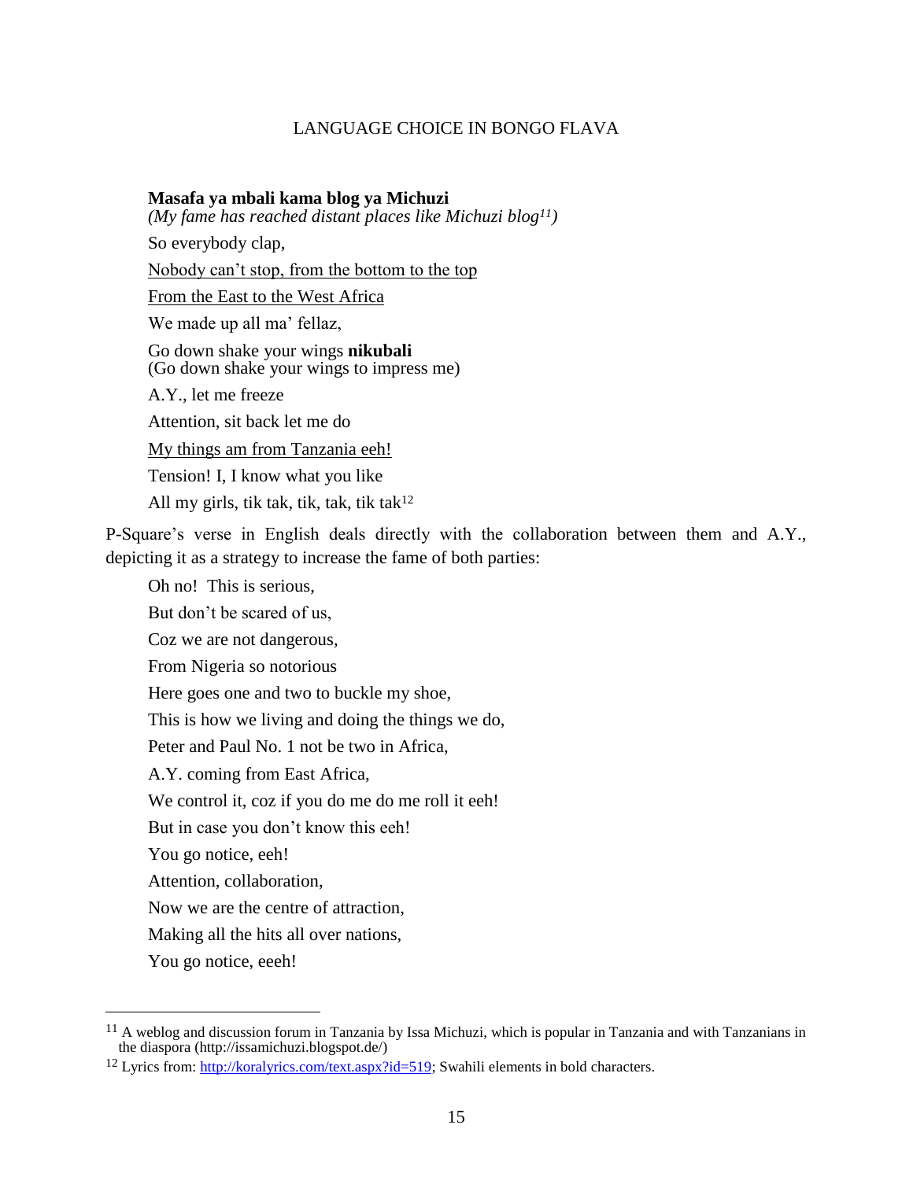**Masafa ya mbali kama blog ya Michuzi**
*(My fame has reached distant places like Michuzi blog[11])*
So everybody clap,
<u>Nobody can't stop, from the bottom to the top</u>
<u>From the East to the West Africa</u>
We made up all ma' fellaz,
Go down shake your wings **nikubali**
(Go down shake your wings to impress me)
A.Y., let me freeze
Attention, sit back let me do
<u>My things am from Tanzania eeh!</u>
Tension! I, I know what you like
All my girls, tik tak, tik, tak, tik tak[12]

P-Square's verse in English deals directly with the collaboration between them and A.Y., depicting it as a strategy to increase the fame of both parties:

Oh no!  This is serious,
But don't be scared of us,
Coz we are not dangerous,
From Nigeria so notorious
Here goes one and two to buckle my shoe,
This is how we living and doing the things we do,
Peter and Paul No. 1 not be two in Africa,
A.Y. coming from East Africa,
We control it, coz if you do me do me roll it eeh!
But in case you don't know this eeh!
You go notice, eeh!
Attention, collaboration,
Now we are the centre of attraction,
Making all the hits all over nations,
You go notice, eeeh!

---

[11] A weblog and discussion forum in Tanzania by Issa Michuzi, which is popular in Tanzania and with Tanzanians in the diaspora (http://issamichuzi.blogspot.de/)

[12] Lyrics from: http://koralyrics.com/text.aspx?id=519; Swahili elements in bold characters.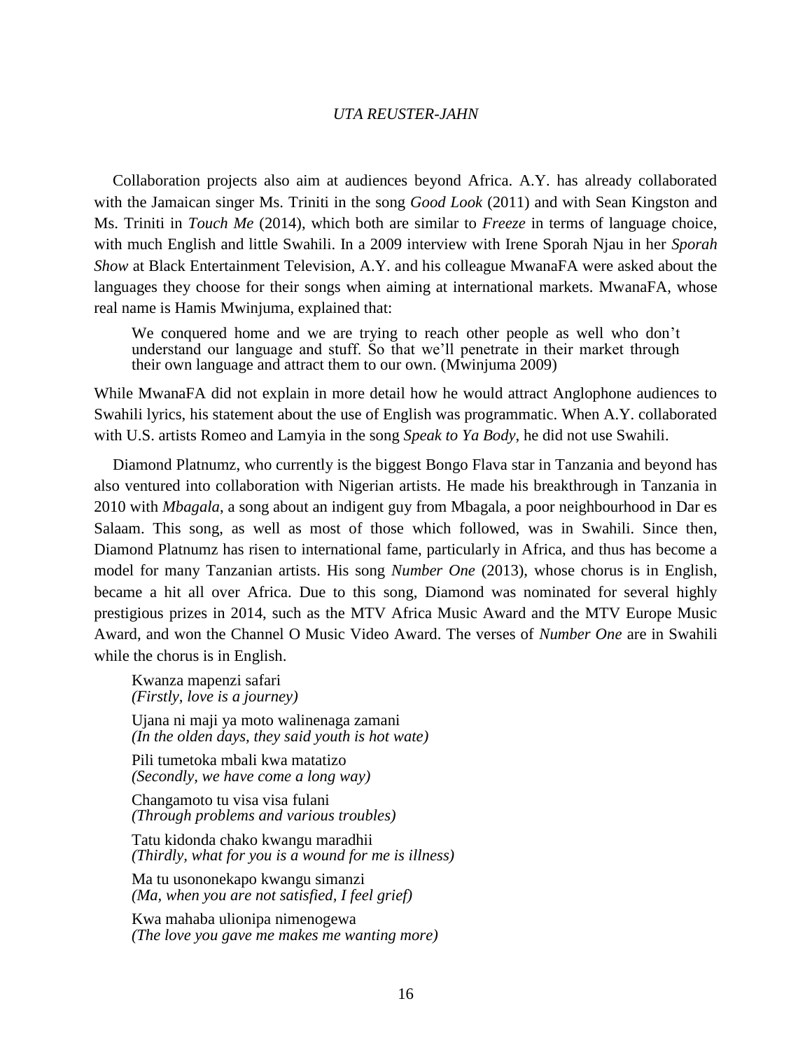Collaboration projects also aim at audiences beyond Africa. A.Y. has already collaborated with the Jamaican singer Ms. Triniti in the song *Good Look* (2011) and with Sean Kingston and Ms. Triniti in *Touch Me* (2014), which both are similar to *Freeze* in terms of language choice, with much English and little Swahili. In a 2009 interview with Irene Sporah Njau in her *Sporah Show* at Black Entertainment Television, A.Y. and his colleague MwanaFA were asked about the languages they choose for their songs when aiming at international markets. MwanaFA, whose real name is Hamis Mwinjuma, explained that:

> We conquered home and we are trying to reach other people as well who don't understand our language and stuff. So that we'll penetrate in their market through their own language and attract them to our own. (Mwinjuma 2009)

While MwanaFA did not explain in more detail how he would attract Anglophone audiences to Swahili lyrics, his statement about the use of English was programmatic. When A.Y. collaborated with U.S. artists Romeo and Lamyia in the song *Speak to Ya Body*, he did not use Swahili.

Diamond Platnumz, who currently is the biggest Bongo Flava star in Tanzania and beyond has also ventured into collaboration with Nigerian artists. He made his breakthrough in Tanzania in 2010 with *Mbagala*, a song about an indigent guy from Mbagala, a poor neighbourhood in Dar es Salaam. This song, as well as most of those which followed, was in Swahili. Since then, Diamond Platnumz has risen to international fame, particularly in Africa, and thus has become a model for many Tanzanian artists. His song *Number One* (2013), whose chorus is in English, became a hit all over Africa. Due to this song, Diamond was nominated for several highly prestigious prizes in 2014, such as the MTV Africa Music Award and the MTV Europe Music Award, and won the Channel O Music Video Award. The verses of *Number One* are in Swahili while the chorus is in English.

> Kwanza mapenzi safari
> *(Firstly, love is a journey)*
>
> Ujana ni maji ya moto walinenaga zamani
> *(In the olden days, they said youth is hot wate)*
>
> Pili tumetoka mbali kwa matatizo
> *(Secondly, we have come a long way)*
>
> Changamoto tu visa visa fulani
> *(Through problems and various troubles)*
>
> Tatu kidonda chako kwangu maradhii
> *(Thirdly, what for you is a wound for me is illness)*
>
> Ma tu usononekapo kwangu simanzi
> *(Ma, when you are not satisfied, I feel grief)*
>
> Kwa mahaba ulionipa nimenogewa
> *(The love you gave me makes me wanting more)*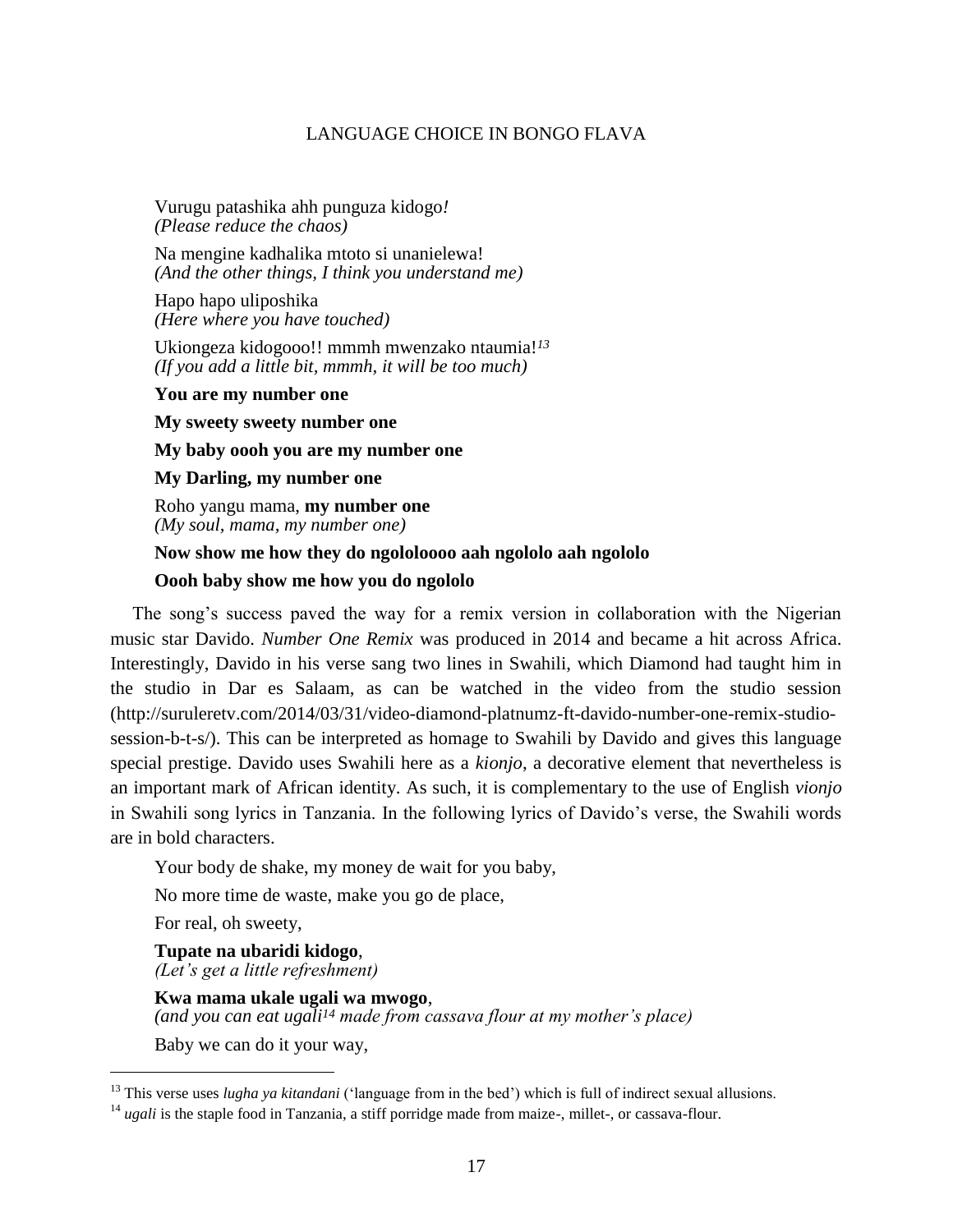Vurugu patashika ahh punguza kidogo*!*
*(Please reduce the chaos)*

Na mengine kadhalika mtoto si unanielewa!
*(And the other things, I think you understand me)*

Hapo hapo uliposhika
*(Here where you have touched)*

Ukiongeza kidogooo!! mmmh mwenzako ntaumia![13]
*(If you add a little bit, mmmh, it will be too much)*

**You are my number one**

**My sweety sweety number one**

**My baby oooh you are my number one**

**My Darling, my number one**

Roho yangu mama, **my number one**
*(My soul, mama, my number one)*

**Now show me how they do ngolololoo aah ngololo aah ngololo**

**Oooh baby show me how you do ngololo**

The song's success paved the way for a remix version in collaboration with the Nigerian music star Davido. *Number One Remix* was produced in 2014 and became a hit across Africa. Interestingly, Davido in his verse sang two lines in Swahili, which Diamond had taught him in the studio in Dar es Salaam, as can be watched in the video from the studio session (http://suruleretv.com/2014/03/31/video-diamond-platnumz-ft-davido-number-one-remix-studio-session-b-t-s/). This can be interpreted as homage to Swahili by Davido and gives this language special prestige. Davido uses Swahili here as a *kionjo*, a decorative element that nevertheless is an important mark of African identity. As such, it is complementary to the use of English *vionjo* in Swahili song lyrics in Tanzania. In the following lyrics of Davido's verse, the Swahili words are in bold characters.

Your body de shake, my money de wait for you baby,

No more time de waste, make you go de place,

For real, oh sweety,

**Tupate na ubaridi kidogo**,
*(Let's get a little refreshment)*

**Kwa mama ukale ugali wa mwogo**,
*(and you can eat ugali[14] made from cassava flour at my mother's place)*

Baby we can do it your way,

---

[13] This verse uses *lugha ya kitandani* ('language from in the bed') which is full of indirect sexual allusions.

[14] *ugali* is the staple food in Tanzania, a stiff porridge made from maize-, millet-, or cassava-flour.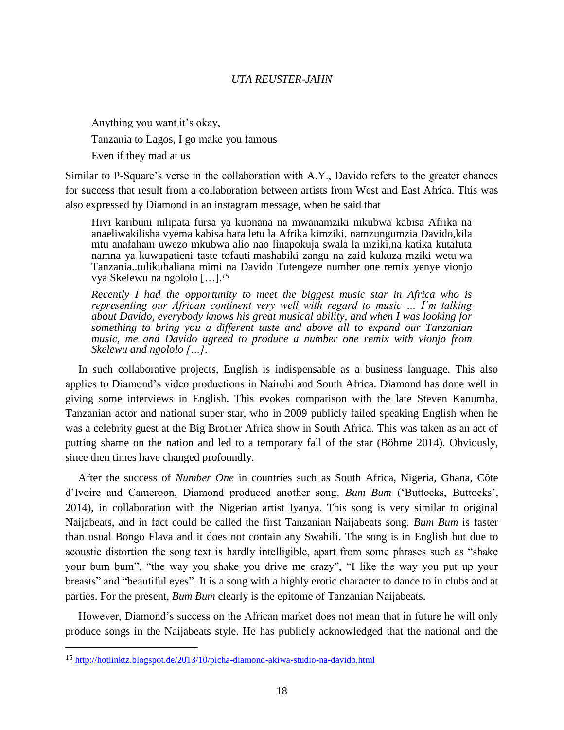Anything you want it's okay,

Tanzania to Lagos, I go make you famous

Even if they mad at us

Similar to P-Square's verse in the collaboration with A.Y., Davido refers to the greater chances for success that result from a collaboration between artists from West and East Africa. This was also expressed by Diamond in an instagram message, when he said that

> Hivi karibuni nilipata fursa ya kuonana na mwanamziki mkubwa kabisa Afrika na anaeliwakilisha vyema kabisa bara letu la Afrika kimziki, namzungumzia Davido,kila mtu anafaham uwezo mkubwa alio nao linapokuja swala la mziki,na katika kutafuta namna ya kuwapatieni taste tofauti mashabiki zangu na zaid kukuza mziki wetu wa Tanzania..tulikubaliana mimi na Davido Tutengeze number one remix yenye vionjo vya Skelewu na ngololo […].[15]
>
> *Recently I had the opportunity to meet the biggest music star in Africa who is representing our African continent very well with regard to music … I'm talking about Davido, everybody knows his great musical ability, and when I was looking for something to bring you a different taste and above all to expand our Tanzanian music, me and Davido agreed to produce a number one remix with vionjo from Skelewu and ngololo […].*

In such collaborative projects, English is indispensable as a business language. This also applies to Diamond's video productions in Nairobi and South Africa. Diamond has done well in giving some interviews in English. This evokes comparison with the late Steven Kanumba, Tanzanian actor and national super star, who in 2009 publicly failed speaking English when he was a celebrity guest at the Big Brother Africa show in South Africa. This was taken as an act of putting shame on the nation and led to a temporary fall of the star (Böhme 2014). Obviously, since then times have changed profoundly.

After the success of *Number One* in countries such as South Africa, Nigeria, Ghana, Côte d'Ivoire and Cameroon, Diamond produced another song, *Bum Bum* ('Buttocks, Buttocks', 2014), in collaboration with the Nigerian artist Iyanya. This song is very similar to original Naijabeats, and in fact could be called the first Tanzanian Naijabeats song. *Bum Bum* is faster than usual Bongo Flava and it does not contain any Swahili. The song is in English but due to acoustic distortion the song text is hardly intelligible, apart from some phrases such as "shake your bum bum", "the way you shake you drive me crazy", "I like the way you put up your breasts" and "beautiful eyes". It is a song with a highly erotic character to dance to in clubs and at parties. For the present, *Bum Bum* clearly is the epitome of Tanzanian Naijabeats.

However, Diamond's success on the African market does not mean that in future he will only produce songs in the Naijabeats style. He has publicly acknowledged that the national and the

---

[15] http://hotlinktz.blogspot.de/2013/10/picha-diamond-akiwa-studio-na-davido.html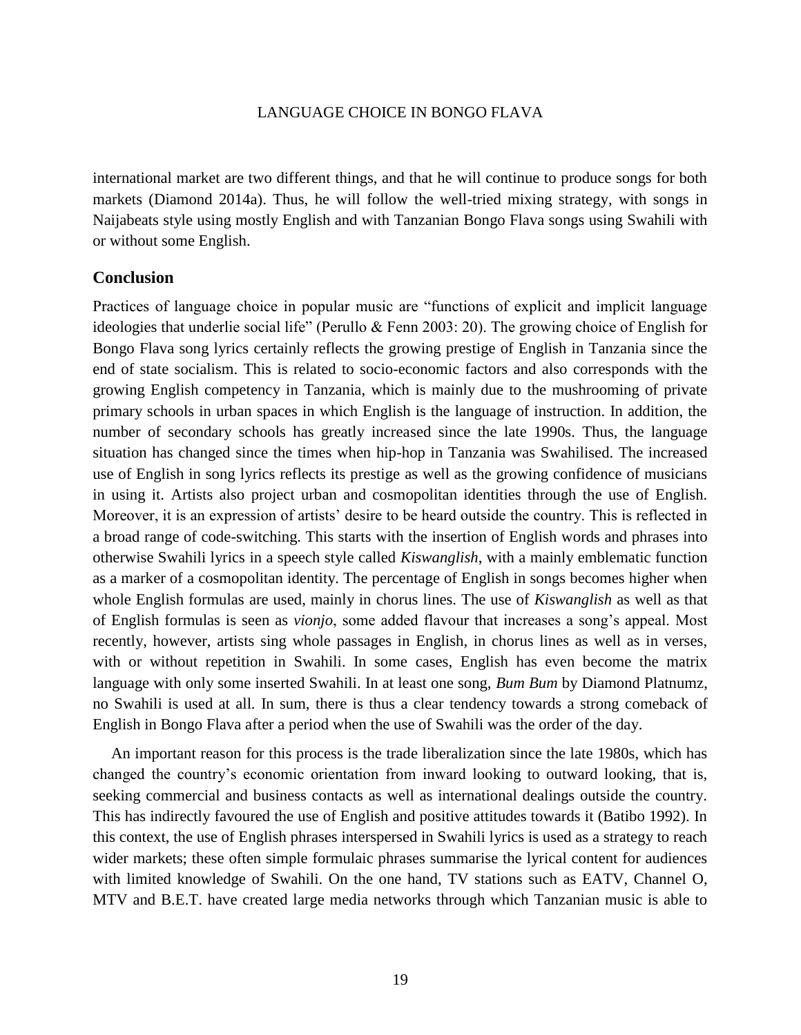international market are two different things, and that he will continue to produce songs for both markets (Diamond 2014a). Thus, he will follow the well-tried mixing strategy, with songs in Naijabeats style using mostly English and with Tanzanian Bongo Flava songs using Swahili with or without some English.

## Conclusion

Practices of language choice in popular music are "functions of explicit and implicit language ideologies that underlie social life" (Perullo & Fenn 2003: 20). The growing choice of English for Bongo Flava song lyrics certainly reflects the growing prestige of English in Tanzania since the end of state socialism. This is related to socio-economic factors and also corresponds with the growing English competency in Tanzania, which is mainly due to the mushrooming of private primary schools in urban spaces in which English is the language of instruction. In addition, the number of secondary schools has greatly increased since the late 1990s. Thus, the language situation has changed since the times when hip-hop in Tanzania was Swahilised. The increased use of English in song lyrics reflects its prestige as well as the growing confidence of musicians in using it. Artists also project urban and cosmopolitan identities through the use of English. Moreover, it is an expression of artists' desire to be heard outside the country. This is reflected in a broad range of code-switching. This starts with the insertion of English words and phrases into otherwise Swahili lyrics in a speech style called *Kiswanglish*, with a mainly emblematic function as a marker of a cosmopolitan identity. The percentage of English in songs becomes higher when whole English formulas are used, mainly in chorus lines. The use of *Kiswanglish* as well as that of English formulas is seen as *vionjo*, some added flavour that increases a song's appeal. Most recently, however, artists sing whole passages in English, in chorus lines as well as in verses, with or without repetition in Swahili. In some cases, English has even become the matrix language with only some inserted Swahili. In at least one song, *Bum Bum* by Diamond Platnumz, no Swahili is used at all. In sum, there is thus a clear tendency towards a strong comeback of English in Bongo Flava after a period when the use of Swahili was the order of the day.

An important reason for this process is the trade liberalization since the late 1980s, which has changed the country's economic orientation from inward looking to outward looking, that is, seeking commercial and business contacts as well as international dealings outside the country. This has indirectly favoured the use of English and positive attitudes towards it (Batibo 1992). In this context, the use of English phrases interspersed in Swahili lyrics is used as a strategy to reach wider markets; these often simple formulaic phrases summarise the lyrical content for audiences with limited knowledge of Swahili. On the one hand, TV stations such as EATV, Channel O, MTV and B.E.T. have created large media networks through which Tanzanian music is able to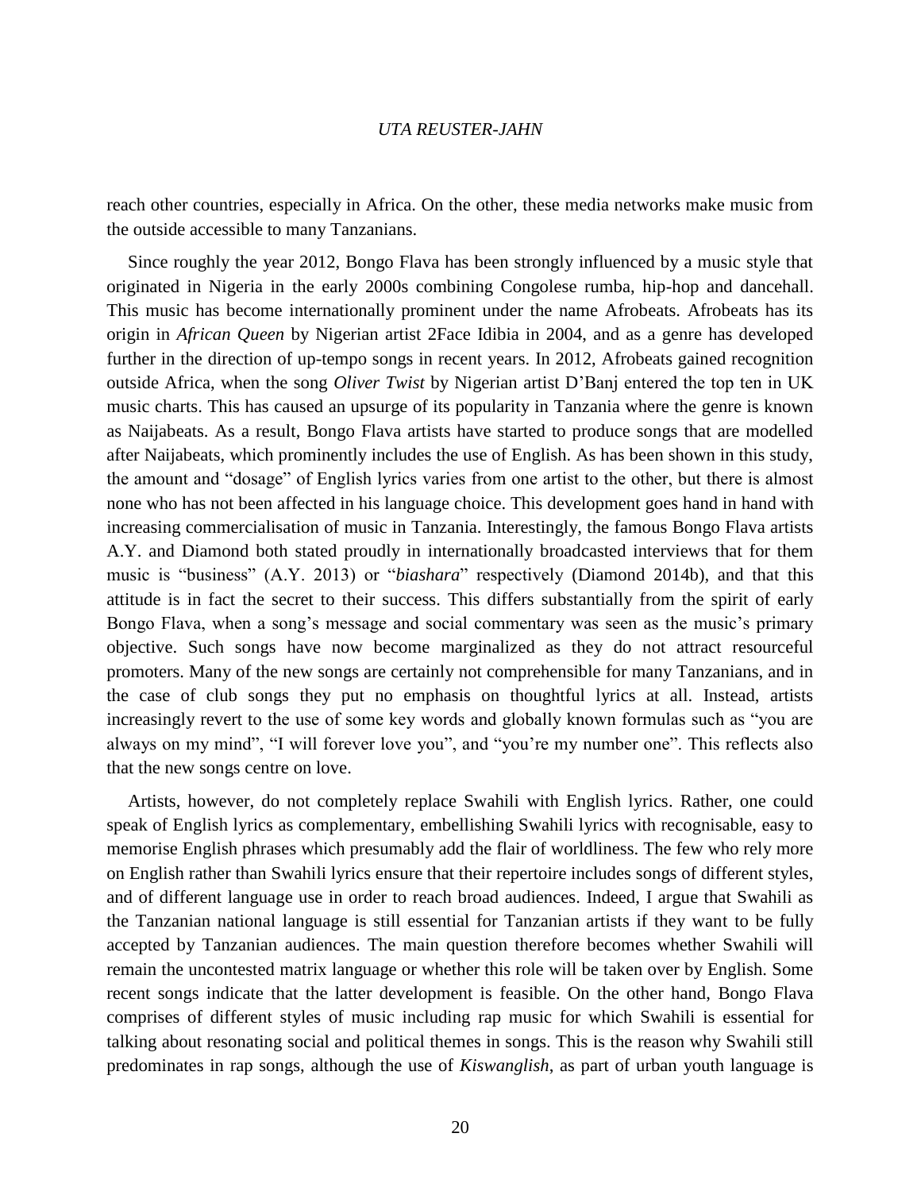reach other countries, especially in Africa. On the other, these media networks make music from the outside accessible to many Tanzanians.

Since roughly the year 2012, Bongo Flava has been strongly influenced by a music style that originated in Nigeria in the early 2000s combining Congolese rumba, hip-hop and dancehall. This music has become internationally prominent under the name Afrobeats. Afrobeats has its origin in *African Queen* by Nigerian artist 2Face Idibia in 2004, and as a genre has developed further in the direction of up-tempo songs in recent years. In 2012, Afrobeats gained recognition outside Africa, when the song *Oliver Twist* by Nigerian artist D'Banj entered the top ten in UK music charts. This has caused an upsurge of its popularity in Tanzania where the genre is known as Naijabeats. As a result, Bongo Flava artists have started to produce songs that are modelled after Naijabeats, which prominently includes the use of English. As has been shown in this study, the amount and "dosage" of English lyrics varies from one artist to the other, but there is almost none who has not been affected in his language choice. This development goes hand in hand with increasing commercialisation of music in Tanzania. Interestingly, the famous Bongo Flava artists A.Y. and Diamond both stated proudly in internationally broadcasted interviews that for them music is "business" (A.Y. 2013) or "*biashara*" respectively (Diamond 2014b), and that this attitude is in fact the secret to their success. This differs substantially from the spirit of early Bongo Flava, when a song's message and social commentary was seen as the music's primary objective. Such songs have now become marginalized as they do not attract resourceful promoters. Many of the new songs are certainly not comprehensible for many Tanzanians, and in the case of club songs they put no emphasis on thoughtful lyrics at all. Instead, artists increasingly revert to the use of some key words and globally known formulas such as "you are always on my mind", "I will forever love you", and "you're my number one". This reflects also that the new songs centre on love.

Artists, however, do not completely replace Swahili with English lyrics. Rather, one could speak of English lyrics as complementary, embellishing Swahili lyrics with recognisable, easy to memorise English phrases which presumably add the flair of worldliness. The few who rely more on English rather than Swahili lyrics ensure that their repertoire includes songs of different styles, and of different language use in order to reach broad audiences. Indeed, I argue that Swahili as the Tanzanian national language is still essential for Tanzanian artists if they want to be fully accepted by Tanzanian audiences. The main question therefore becomes whether Swahili will remain the uncontested matrix language or whether this role will be taken over by English. Some recent songs indicate that the latter development is feasible. On the other hand, Bongo Flava comprises of different styles of music including rap music for which Swahili is essential for talking about resonating social and political themes in songs. This is the reason why Swahili still predominates in rap songs, although the use of *Kiswanglish*, as part of urban youth language is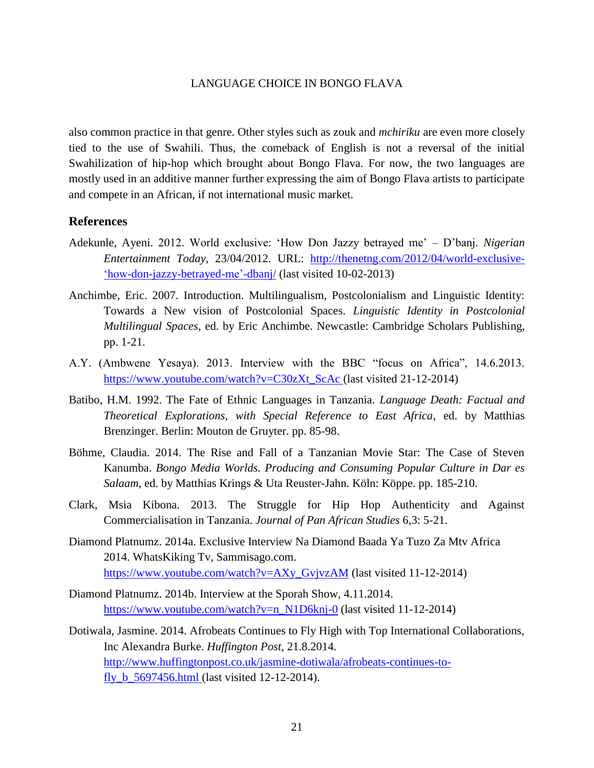also common practice in that genre. Other styles such as zouk and *mchiriku* are even more closely tied to the use of Swahili. Thus, the comeback of English is not a reversal of the initial Swahilization of hip-hop which brought about Bongo Flava. For now, the two languages are mostly used in an additive manner further expressing the aim of Bongo Flava artists to participate and compete in an African, if not international music market.

## References

Adekunle, Ayeni. 2012. World exclusive: 'How Don Jazzy betrayed me' – D'banj. *Nigerian Entertainment Today*, 23/04/2012. URL: http://thenetng.com/2012/04/world-exclusive-'how-don-jazzy-betrayed-me'-dbanj/ (last visited 10-02-2013)

Anchimbe, Eric. 2007. Introduction. Multilingualism, Postcolonialism and Linguistic Identity: Towards a New vision of Postcolonial Spaces. *Linguistic Identity in Postcolonial Multilingual Spaces*, ed. by Eric Anchimbe. Newcastle: Cambridge Scholars Publishing, pp. 1-21.

A.Y. (Ambwene Yesaya). 2013. Interview with the BBC "focus on Africa", 14.6.2013. https://www.youtube.com/watch?v=C30zXt_ScAc (last visited 21-12-2014)

Batibo, H.M. 1992. The Fate of Ethnic Languages in Tanzania. *Language Death: Factual and Theoretical Explorations, with Special Reference to East Africa*, ed. by Matthias Brenzinger. Berlin: Mouton de Gruyter. pp. 85-98.

Böhme, Claudia. 2014. The Rise and Fall of a Tanzanian Movie Star: The Case of Steven Kanumba. *Bongo Media Worlds. Producing and Consuming Popular Culture in Dar es Salaam*, ed. by Matthias Krings & Uta Reuster-Jahn. Köln: Köppe. pp. 185-210.

Clark, Msia Kibona. 2013. The Struggle for Hip Hop Authenticity and Against Commercialisation in Tanzania. *Journal of Pan African Studies* 6,3: 5-21.

Diamond Platnumz. 2014a. Exclusive Interview Na Diamond Baada Ya Tuzo Za Mtv Africa 2014. WhatsKiking Tv, Sammisago.com. https://www.youtube.com/watch?v=AXy_GvjvzAM (last visited 11-12-2014)

Diamond Platnumz. 2014b. Interview at the Sporah Show, 4.11.2014. https://www.youtube.com/watch?v=n_N1D6knj-0 (last visited 11-12-2014)

Dotiwala, Jasmine. 2014. Afrobeats Continues to Fly High with Top International Collaborations, Inc Alexandra Burke. *Huffington Post*, 21.8.2014. http://www.huffingtonpost.co.uk/jasmine-dotiwala/afrobeats-continues-to-fly_b_5697456.html (last visited 12-12-2014).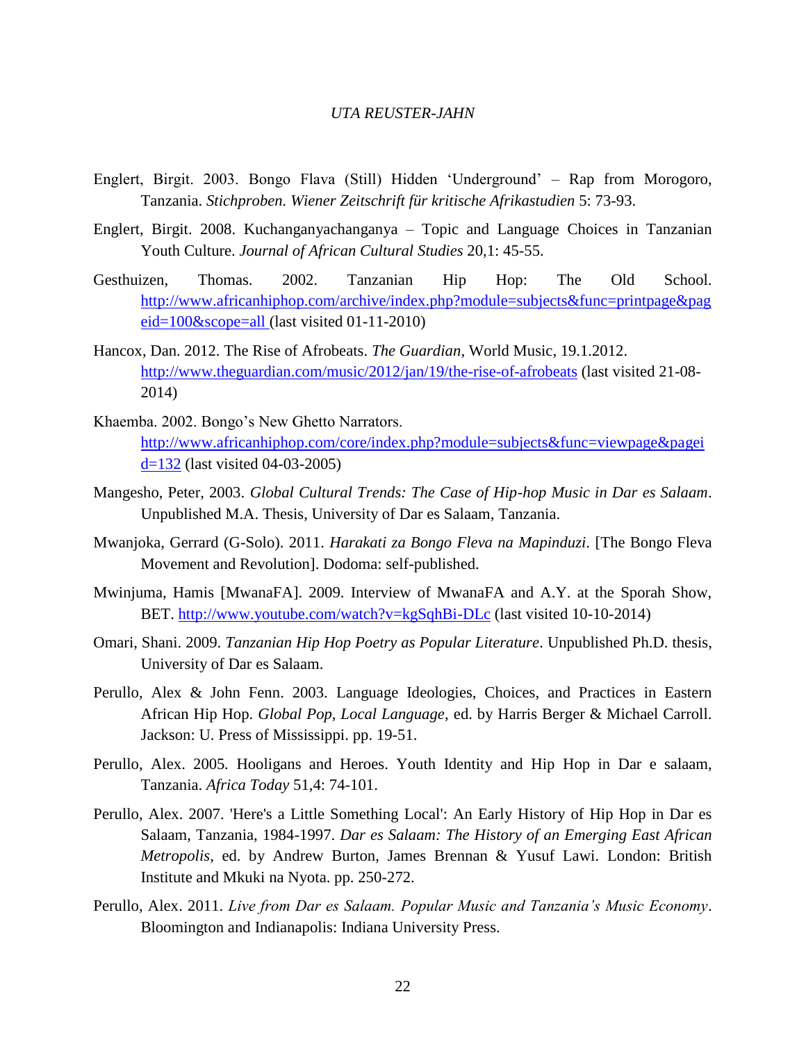Englert, Birgit. 2003. Bongo Flava (Still) Hidden 'Underground' – Rap from Morogoro, Tanzania. *Stichproben. Wiener Zeitschrift für kritische Afrikastudien* 5: 73-93.

Englert, Birgit. 2008. Kuchanganyachanganya – Topic and Language Choices in Tanzanian Youth Culture. *Journal of African Cultural Studies* 20,1: 45-55.

Gesthuizen, Thomas. 2002. Tanzanian Hip Hop: The Old School. http://www.africanhiphop.com/archive/index.php?module=subjects&func=printpage&pageid=100&scope=all (last visited 01-11-2010)

Hancox, Dan. 2012. The Rise of Afrobeats. *The Guardian*, World Music, 19.1.2012. http://www.theguardian.com/music/2012/jan/19/the-rise-of-afrobeats (last visited 21-08-2014)

Khaemba. 2002. Bongo's New Ghetto Narrators. http://www.africanhiphop.com/core/index.php?module=subjects&func=viewpage&pageid=132 (last visited 04-03-2005)

Mangesho, Peter, 2003. *Global Cultural Trends: The Case of Hip-hop Music in Dar es Salaam*. Unpublished M.A. Thesis, University of Dar es Salaam, Tanzania.

Mwanjoka, Gerrard (G-Solo). 2011. *Harakati za Bongo Fleva na Mapinduzi*. [The Bongo Fleva Movement and Revolution]. Dodoma: self-published.

Mwinjuma, Hamis [MwanaFA]. 2009. Interview of MwanaFA and A.Y. at the Sporah Show, BET. http://www.youtube.com/watch?v=kgSqhBi-DLc (last visited 10-10-2014)

Omari, Shani. 2009. *Tanzanian Hip Hop Poetry as Popular Literature*. Unpublished Ph.D. thesis, University of Dar es Salaam.

Perullo, Alex & John Fenn. 2003. Language Ideologies, Choices, and Practices in Eastern African Hip Hop. *Global Pop, Local Language*, ed. by Harris Berger & Michael Carroll. Jackson: U. Press of Mississippi. pp. 19-51.

Perullo, Alex. 2005. Hooligans and Heroes. Youth Identity and Hip Hop in Dar e salaam, Tanzania. *Africa Today* 51,4: 74-101.

Perullo, Alex. 2007. 'Here's a Little Something Local': An Early History of Hip Hop in Dar es Salaam, Tanzania, 1984-1997. *Dar es Salaam: The History of an Emerging East African Metropolis*, ed. by Andrew Burton, James Brennan & Yusuf Lawi. London: British Institute and Mkuki na Nyota. pp. 250-272.

Perullo, Alex. 2011. *Live from Dar es Salaam. Popular Music and Tanzania's Music Economy*. Bloomington and Indianapolis: Indiana University Press.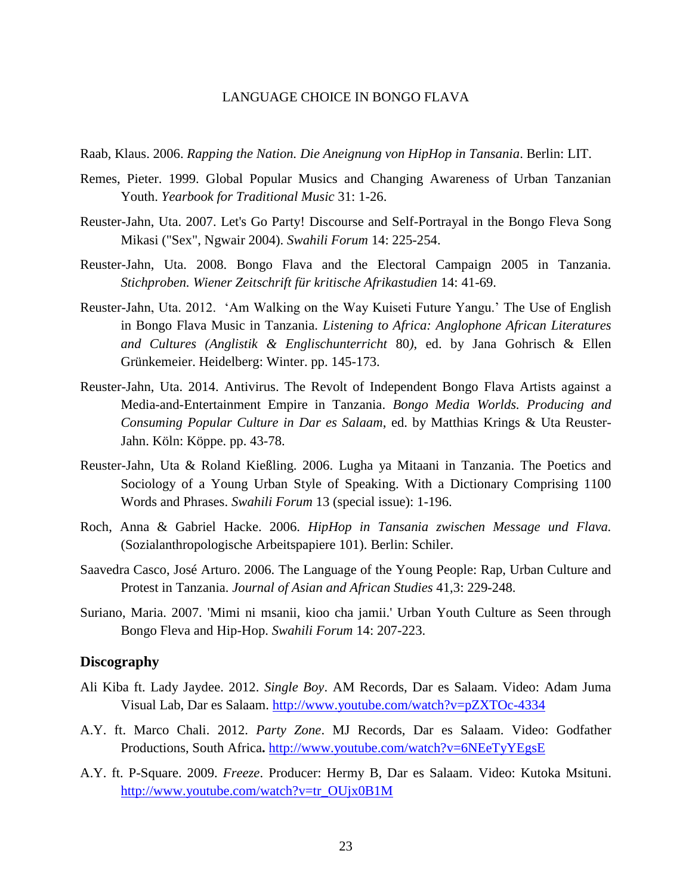Raab, Klaus. 2006. *Rapping the Nation. Die Aneignung von HipHop in Tansania*. Berlin: LIT.

Remes, Pieter. 1999. Global Popular Musics and Changing Awareness of Urban Tanzanian Youth. *Yearbook for Traditional Music* 31: 1-26.

Reuster-Jahn, Uta. 2007. Let's Go Party! Discourse and Self-Portrayal in the Bongo Fleva Song Mikasi ("Sex", Ngwair 2004). *Swahili Forum* 14: 225-254.

Reuster-Jahn, Uta. 2008. Bongo Flava and the Electoral Campaign 2005 in Tanzania. *Stichproben. Wiener Zeitschrift für kritische Afrikastudien* 14: 41-69.

Reuster-Jahn, Uta. 2012. 'Am Walking on the Way Kuiseti Future Yangu.' The Use of English in Bongo Flava Music in Tanzania. *Listening to Africa: Anglophone African Literatures and Cultures (Anglistik & Englischunterricht* 80*)*, ed. by Jana Gohrisch & Ellen Grünkemeier. Heidelberg: Winter. pp. 145-173.

Reuster-Jahn, Uta. 2014. Antivirus. The Revolt of Independent Bongo Flava Artists against a Media-and-Entertainment Empire in Tanzania. *Bongo Media Worlds. Producing and Consuming Popular Culture in Dar es Salaam*, ed. by Matthias Krings & Uta Reuster-Jahn. Köln: Köppe. pp. 43-78.

Reuster-Jahn, Uta & Roland Kießling. 2006. Lugha ya Mitaani in Tanzania. The Poetics and Sociology of a Young Urban Style of Speaking. With a Dictionary Comprising 1100 Words and Phrases. *Swahili Forum* 13 (special issue): 1-196.

Roch, Anna & Gabriel Hacke. 2006. *HipHop in Tansania zwischen Message und Flava.* (Sozialanthropologische Arbeitspapiere 101). Berlin: Schiler.

Saavedra Casco, José Arturo. 2006. The Language of the Young People: Rap, Urban Culture and Protest in Tanzania. *Journal of Asian and African Studies* 41,3: 229-248.

Suriano, Maria. 2007. 'Mimi ni msanii, kioo cha jamii.' Urban Youth Culture as Seen through Bongo Fleva and Hip-Hop. *Swahili Forum* 14: 207-223.

## Discography

Ali Kiba ft. Lady Jaydee. 2012. *Single Boy*. AM Records, Dar es Salaam. Video: Adam Juma Visual Lab, Dar es Salaam. http://www.youtube.com/watch?v=pZXTOc-4334

A.Y. ft. Marco Chali. 2012. *Party Zone*. MJ Records, Dar es Salaam. Video: Godfather Productions, South Africa**.** http://www.youtube.com/watch?v=6NEeTyYEgsE

A.Y. ft. P-Square. 2009. *Freeze*. Producer: Hermy B, Dar es Salaam. Video: Kutoka Msituni. http://www.youtube.com/watch?v=tr_OUjx0B1M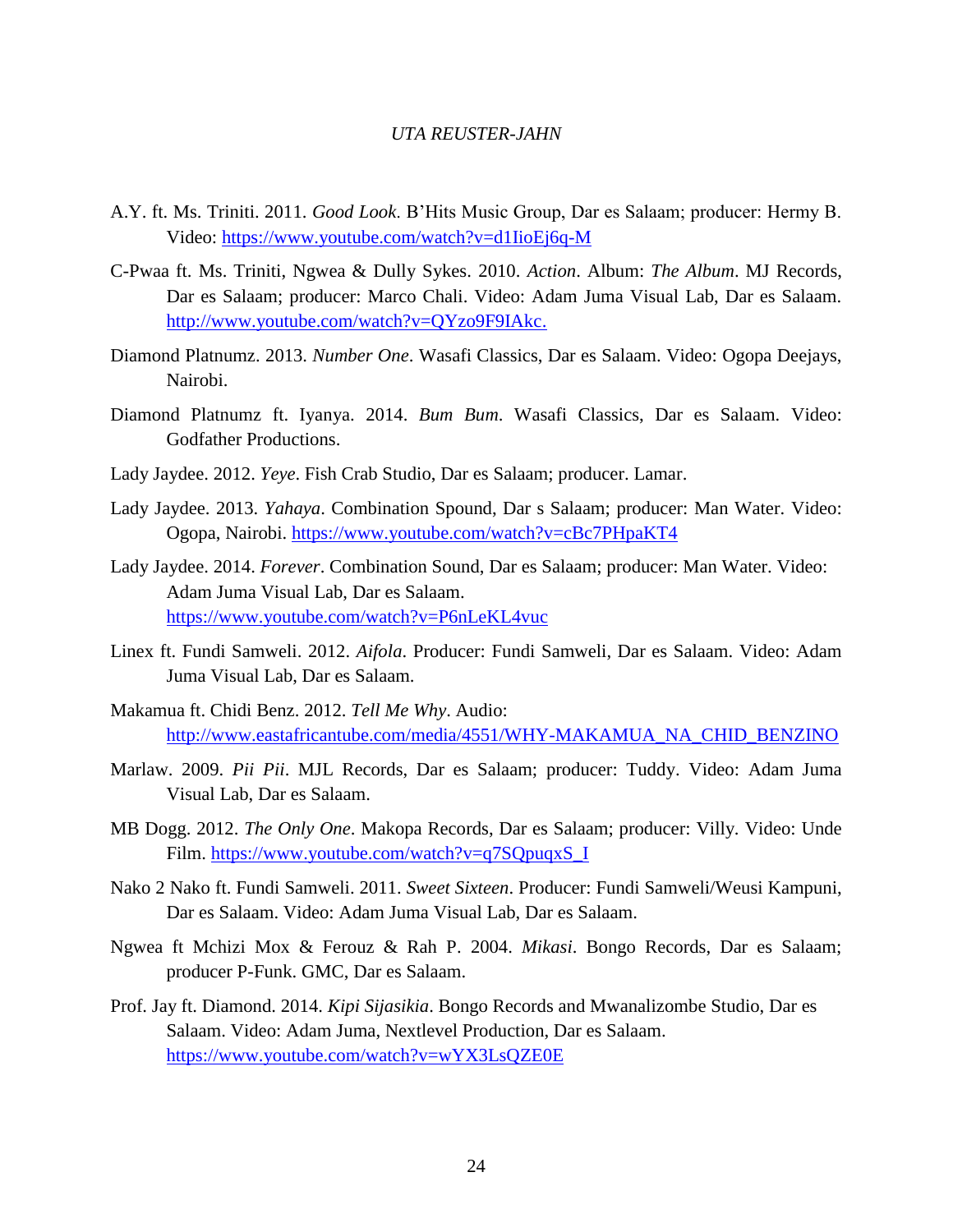A.Y. ft. Ms. Triniti. 2011. *Good Look*. B'Hits Music Group, Dar es Salaam; producer: Hermy B. Video: https://www.youtube.com/watch?v=d1IioEj6q-M

C-Pwaa ft. Ms. Triniti, Ngwea & Dully Sykes. 2010. *Action*. Album: *The Album*. MJ Records, Dar es Salaam; producer: Marco Chali. Video: Adam Juma Visual Lab, Dar es Salaam. http://www.youtube.com/watch?v=QYzo9F9IAkc.

Diamond Platnumz. 2013. *Number One*. Wasafi Classics, Dar es Salaam. Video: Ogopa Deejays, Nairobi.

Diamond Platnumz ft. Iyanya. 2014. *Bum Bum*. Wasafi Classics, Dar es Salaam. Video: Godfather Productions.

Lady Jaydee. 2012. *Yeye*. Fish Crab Studio, Dar es Salaam; producer. Lamar.

Lady Jaydee. 2013. *Yahaya*. Combination Spound, Dar s Salaam; producer: Man Water. Video: Ogopa, Nairobi. https://www.youtube.com/watch?v=cBc7PHpaKT4

Lady Jaydee. 2014. *Forever*. Combination Sound, Dar es Salaam; producer: Man Water. Video: Adam Juma Visual Lab, Dar es Salaam. https://www.youtube.com/watch?v=P6nLeKL4vuc

Linex ft. Fundi Samweli. 2012. *Aifola*. Producer: Fundi Samweli, Dar es Salaam. Video: Adam Juma Visual Lab, Dar es Salaam.

Makamua ft. Chidi Benz. 2012. *Tell Me Why*. Audio: http://www.eastafricantube.com/media/4551/WHY-MAKAMUA_NA_CHID_BENZINO

Marlaw. 2009. *Pii Pii*. MJL Records, Dar es Salaam; producer: Tuddy. Video: Adam Juma Visual Lab, Dar es Salaam.

MB Dogg. 2012. *The Only One*. Makopa Records, Dar es Salaam; producer: Villy. Video: Unde Film. https://www.youtube.com/watch?v=q7SQpuqxS_I

Nako 2 Nako ft. Fundi Samweli. 2011. *Sweet Sixteen*. Producer: Fundi Samweli/Weusi Kampuni, Dar es Salaam. Video: Adam Juma Visual Lab, Dar es Salaam.

Ngwea ft Mchizi Mox & Ferouz & Rah P. 2004. *Mikasi*. Bongo Records, Dar es Salaam; producer P-Funk. GMC, Dar es Salaam.

Prof. Jay ft. Diamond. 2014. *Kipi Sijasikia*. Bongo Records and Mwanalizombe Studio, Dar es Salaam. Video: Adam Juma, Nextlevel Production, Dar es Salaam. https://www.youtube.com/watch?v=wYX3LsQZE0E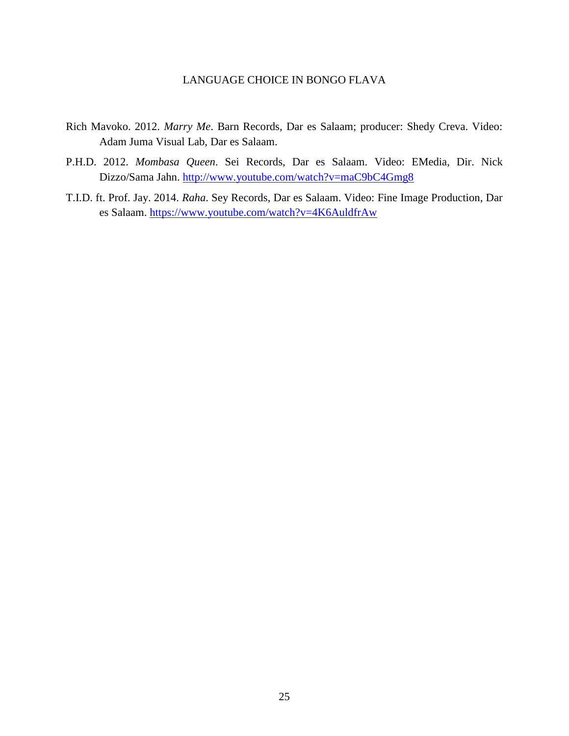Rich Mavoko. 2012. *Marry Me*. Barn Records, Dar es Salaam; producer: Shedy Creva. Video: Adam Juma Visual Lab, Dar es Salaam.

P.H.D. 2012. *Mombasa Queen*. Sei Records, Dar es Salaam. Video: EMedia, Dir. Nick Dizzo/Sama Jahn. http://www.youtube.com/watch?v=maC9bC4Gmg8

T.I.D. ft. Prof. Jay. 2014. *Raha*. Sey Records, Dar es Salaam. Video: Fine Image Production, Dar es Salaam. https://www.youtube.com/watch?v=4K6AuldfrAw